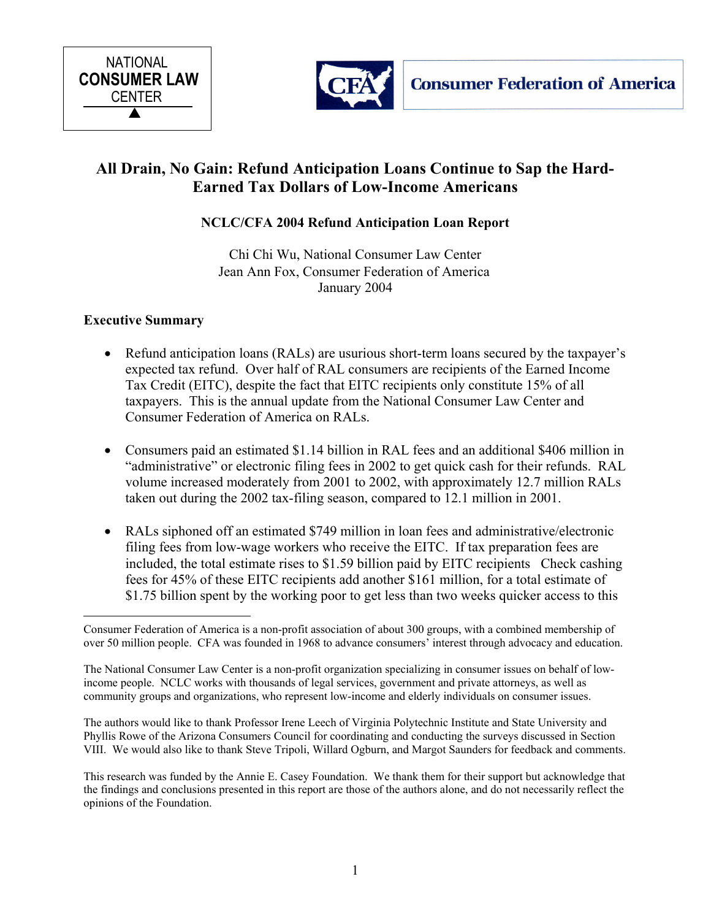NATIONAL
**CONSUMER LAW**
CENTER

**Consumer Federation of America**

# All Drain, No Gain: Refund Anticipation Loans Continue to Sap the Hard-Earned Tax Dollars of Low-Income Americans

**NCLC/CFA 2004 Refund Anticipation Loan Report**

Chi Chi Wu, National Consumer Law Center
Jean Ann Fox, Consumer Federation of America
January 2004

## Executive Summary

- Refund anticipation loans (RALs) are usurious short-term loans secured by the taxpayer's expected tax refund. Over half of RAL consumers are recipients of the Earned Income Tax Credit (EITC), despite the fact that EITC recipients only constitute 15% of all taxpayers. This is the annual update from the National Consumer Law Center and Consumer Federation of America on RALs.

- Consumers paid an estimated $1.14 billion in RAL fees and an additional $406 million in "administrative" or electronic filing fees in 2002 to get quick cash for their refunds. RAL volume increased moderately from 2001 to 2002, with approximately 12.7 million RALs taken out during the 2002 tax-filing season, compared to 12.1 million in 2001.

- RALs siphoned off an estimated $749 million in loan fees and administrative/electronic filing fees from low-wage workers who receive the EITC. If tax preparation fees are included, the total estimate rises to $1.59 billion paid by EITC recipients Check cashing fees for 45% of these EITC recipients add another $161 million, for a total estimate of $1.75 billion spent by the working poor to get less than two weeks quicker access to this

---

Consumer Federation of America is a non-profit association of about 300 groups, with a combined membership of over 50 million people. CFA was founded in 1968 to advance consumers' interest through advocacy and education.

The National Consumer Law Center is a non-profit organization specializing in consumer issues on behalf of low-income people. NCLC works with thousands of legal services, government and private attorneys, as well as community groups and organizations, who represent low-income and elderly individuals on consumer issues.

The authors would like to thank Professor Irene Leech of Virginia Polytechnic Institute and State University and Phyllis Rowe of the Arizona Consumers Council for coordinating and conducting the surveys discussed in Section VIII. We would also like to thank Steve Tripoli, Willard Ogburn, and Margot Saunders for feedback and comments.

This research was funded by the Annie E. Casey Foundation. We thank them for their support but acknowledge that the findings and conclusions presented in this report are those of the authors alone, and do not necessarily reflect the opinions of the Foundation.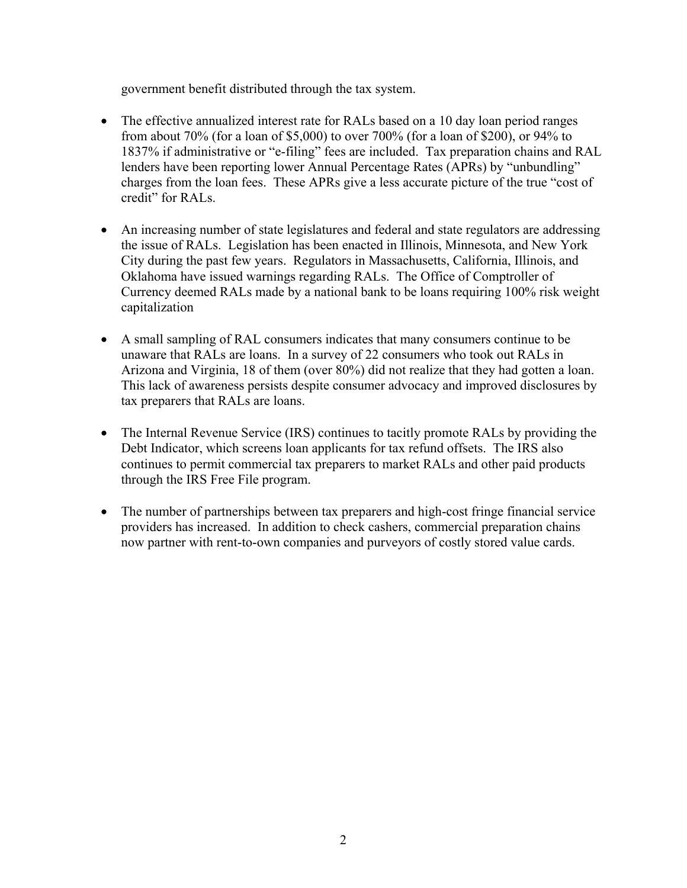government benefit distributed through the tax system.

- The effective annualized interest rate for RALs based on a 10 day loan period ranges from about 70% (for a loan of $5,000) to over 700% (for a loan of $200), or 94% to 1837% if administrative or "e-filing" fees are included. Tax preparation chains and RAL lenders have been reporting lower Annual Percentage Rates (APRs) by "unbundling" charges from the loan fees. These APRs give a less accurate picture of the true "cost of credit" for RALs.

- An increasing number of state legislatures and federal and state regulators are addressing the issue of RALs. Legislation has been enacted in Illinois, Minnesota, and New York City during the past few years. Regulators in Massachusetts, California, Illinois, and Oklahoma have issued warnings regarding RALs. The Office of Comptroller of Currency deemed RALs made by a national bank to be loans requiring 100% risk weight capitalization

- A small sampling of RAL consumers indicates that many consumers continue to be unaware that RALs are loans. In a survey of 22 consumers who took out RALs in Arizona and Virginia, 18 of them (over 80%) did not realize that they had gotten a loan. This lack of awareness persists despite consumer advocacy and improved disclosures by tax preparers that RALs are loans.

- The Internal Revenue Service (IRS) continues to tacitly promote RALs by providing the Debt Indicator, which screens loan applicants for tax refund offsets. The IRS also continues to permit commercial tax preparers to market RALs and other paid products through the IRS Free File program.

- The number of partnerships between tax preparers and high-cost fringe financial service providers has increased. In addition to check cashers, commercial preparation chains now partner with rent-to-own companies and purveyors of costly stored value cards.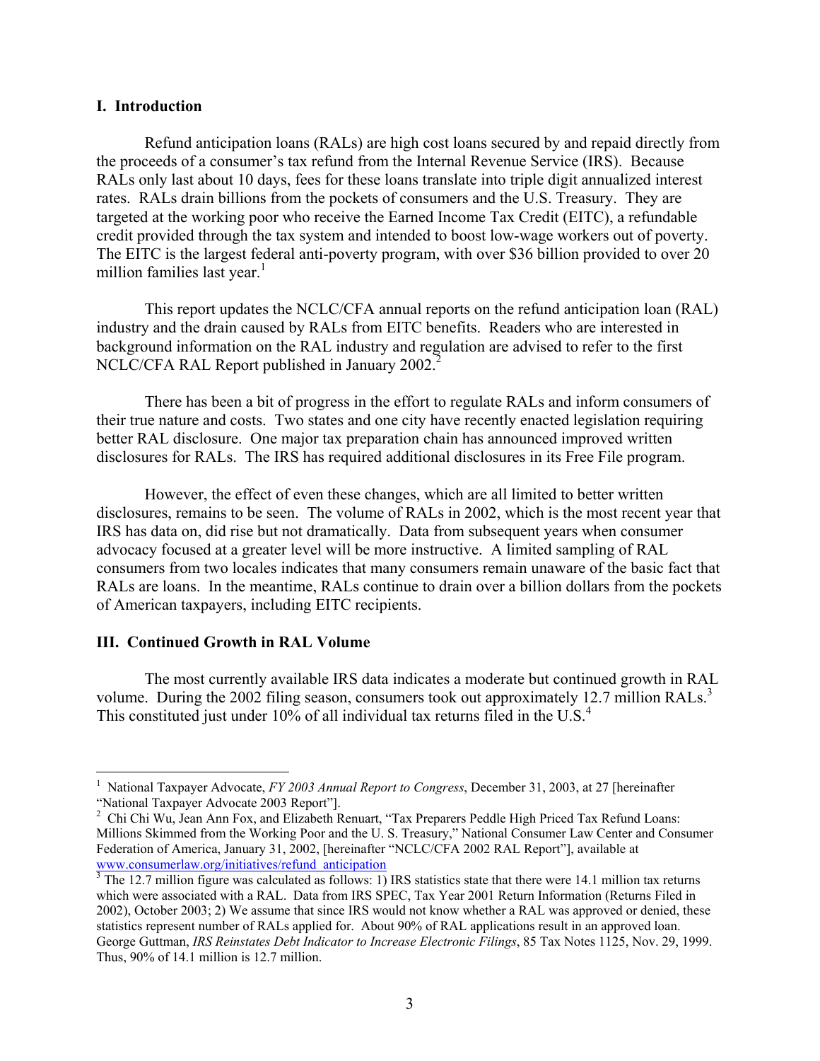## I. Introduction

Refund anticipation loans (RALs) are high cost loans secured by and repaid directly from the proceeds of a consumer's tax refund from the Internal Revenue Service (IRS). Because RALs only last about 10 days, fees for these loans translate into triple digit annualized interest rates. RALs drain billions from the pockets of consumers and the U.S. Treasury. They are targeted at the working poor who receive the Earned Income Tax Credit (EITC), a refundable credit provided through the tax system and intended to boost low-wage workers out of poverty. The EITC is the largest federal anti-poverty program, with over $36 billion provided to over 20 million families last year.[1]

This report updates the NCLC/CFA annual reports on the refund anticipation loan (RAL) industry and the drain caused by RALs from EITC benefits. Readers who are interested in background information on the RAL industry and regulation are advised to refer to the first NCLC/CFA RAL Report published in January 2002.[2]

There has been a bit of progress in the effort to regulate RALs and inform consumers of their true nature and costs. Two states and one city have recently enacted legislation requiring better RAL disclosure. One major tax preparation chain has announced improved written disclosures for RALs. The IRS has required additional disclosures in its Free File program.

However, the effect of even these changes, which are all limited to better written disclosures, remains to be seen. The volume of RALs in 2002, which is the most recent year that IRS has data on, did rise but not dramatically. Data from subsequent years when consumer advocacy focused at a greater level will be more instructive. A limited sampling of RAL consumers from two locales indicates that many consumers remain unaware of the basic fact that RALs are loans. In the meantime, RALs continue to drain over a billion dollars from the pockets of American taxpayers, including EITC recipients.

## III. Continued Growth in RAL Volume

The most currently available IRS data indicates a moderate but continued growth in RAL volume. During the 2002 filing season, consumers took out approximately 12.7 million RALs.[3] This constituted just under 10% of all individual tax returns filed in the U.S.[4]

---

[1] National Taxpayer Advocate, *FY 2003 Annual Report to Congress*, December 31, 2003, at 27 [hereinafter "National Taxpayer Advocate 2003 Report"].

[2] Chi Chi Wu, Jean Ann Fox, and Elizabeth Renuart, "Tax Preparers Peddle High Priced Tax Refund Loans: Millions Skimmed from the Working Poor and the U. S. Treasury," National Consumer Law Center and Consumer Federation of America, January 31, 2002, [hereinafter "NCLC/CFA 2002 RAL Report"], available at www.consumerlaw.org/initiatives/refund_anticipation

[3] The 12.7 million figure was calculated as follows: 1) IRS statistics state that there were 14.1 million tax returns which were associated with a RAL. Data from IRS SPEC, Tax Year 2001 Return Information (Returns Filed in 2002), October 2003; 2) We assume that since IRS would not know whether a RAL was approved or denied, these statistics represent number of RALs applied for. About 90% of RAL applications result in an approved loan. George Guttman, *IRS Reinstates Debt Indicator to Increase Electronic Filings*, 85 Tax Notes 1125, Nov. 29, 1999. Thus, 90% of 14.1 million is 12.7 million.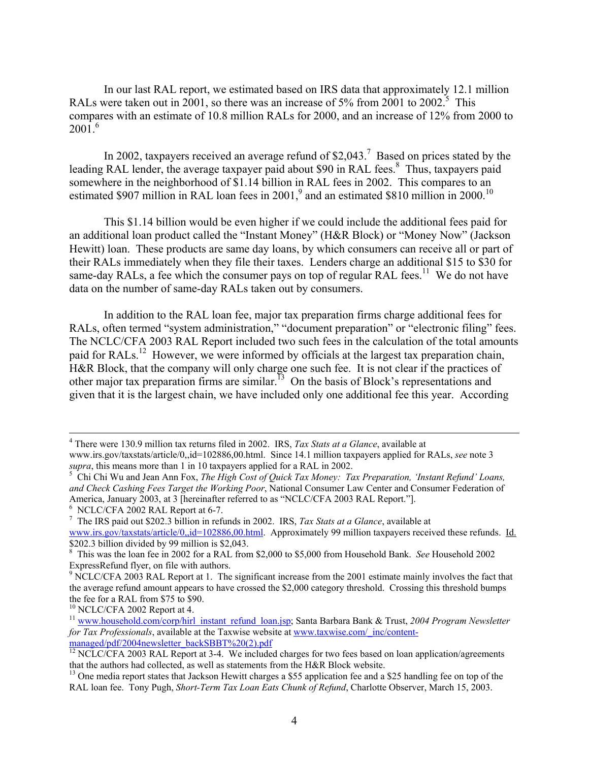In our last RAL report, we estimated based on IRS data that approximately 12.1 million RALs were taken out in 2001, so there was an increase of 5% from 2001 to 2002.[5] This compares with an estimate of 10.8 million RALs for 2000, and an increase of 12% from 2000 to 2001.[6]

In 2002, taxpayers received an average refund of $2,043.[7] Based on prices stated by the leading RAL lender, the average taxpayer paid about $90 in RAL fees.[8] Thus, taxpayers paid somewhere in the neighborhood of $1.14 billion in RAL fees in 2002. This compares to an estimated $907 million in RAL loan fees in 2001,[9] and an estimated $810 million in 2000.[10]

This $1.14 billion would be even higher if we could include the additional fees paid for an additional loan product called the "Instant Money" (H&R Block) or "Money Now" (Jackson Hewitt) loan. These products are same day loans, by which consumers can receive all or part of their RALs immediately when they file their taxes. Lenders charge an additional $15 to $30 for same-day RALs, a fee which the consumer pays on top of regular RAL fees.[11] We do not have data on the number of same-day RALs taken out by consumers.

In addition to the RAL loan fee, major tax preparation firms charge additional fees for RALs, often termed "system administration," "document preparation" or "electronic filing" fees. The NCLC/CFA 2003 RAL Report included two such fees in the calculation of the total amounts paid for RALs.[12] However, we were informed by officials at the largest tax preparation chain, H&R Block, that the company will only charge one such fee. It is not clear if the practices of other major tax preparation firms are similar.[13] On the basis of Block's representations and given that it is the largest chain, we have included only one additional fee this year. According

---

[4] There were 130.9 million tax returns filed in 2002. IRS, *Tax Stats at a Glance*, available at www.irs.gov/taxstats/article/0,,id=102886,00.html. Since 14.1 million taxpayers applied for RALs, *see* note 3 *supra*, this means more than 1 in 10 taxpayers applied for a RAL in 2002.

[5] Chi Chi Wu and Jean Ann Fox, *The High Cost of Quick Tax Money: Tax Preparation, 'Instant Refund' Loans, and Check Cashing Fees Target the Working Poor*, National Consumer Law Center and Consumer Federation of America, January 2003, at 3 [hereinafter referred to as "NCLC/CFA 2003 RAL Report."].

[6] NCLC/CFA 2002 RAL Report at 6-7.

[7] The IRS paid out $202.3 billion in refunds in 2002. IRS, *Tax Stats at a Glance*, available at www.irs.gov/taxstats/article/0,,id=102886,00.html. Approximately 99 million taxpayers received these refunds. Id. $202.3 billion divided by 99 million is $2,043.

[8] This was the loan fee in 2002 for a RAL from $2,000 to $5,000 from Household Bank. *See* Household 2002 ExpressRefund flyer, on file with authors.

[9] NCLC/CFA 2003 RAL Report at 1. The significant increase from the 2001 estimate mainly involves the fact that the average refund amount appears to have crossed the $2,000 category threshold. Crossing this threshold bumps the fee for a RAL from $75 to $90.

[10] NCLC/CFA 2002 Report at 4.

[11] www.household.com/corp/hirl_instant_refund_loan.jsp; Santa Barbara Bank & Trust, *2004 Program Newsletter for Tax Professionals*, available at the Taxwise website at www.taxwise.com/_inc/content-managed/pdf/2004newsletter_backSBBT%20(2).pdf

[12] NCLC/CFA 2003 RAL Report at 3-4. We included charges for two fees based on loan application/agreements that the authors had collected, as well as statements from the H&R Block website.

[13] One media report states that Jackson Hewitt charges a $55 application fee and a $25 handling fee on top of the RAL loan fee. Tony Pugh, *Short-Term Tax Loan Eats Chunk of Refund*, Charlotte Observer, March 15, 2003.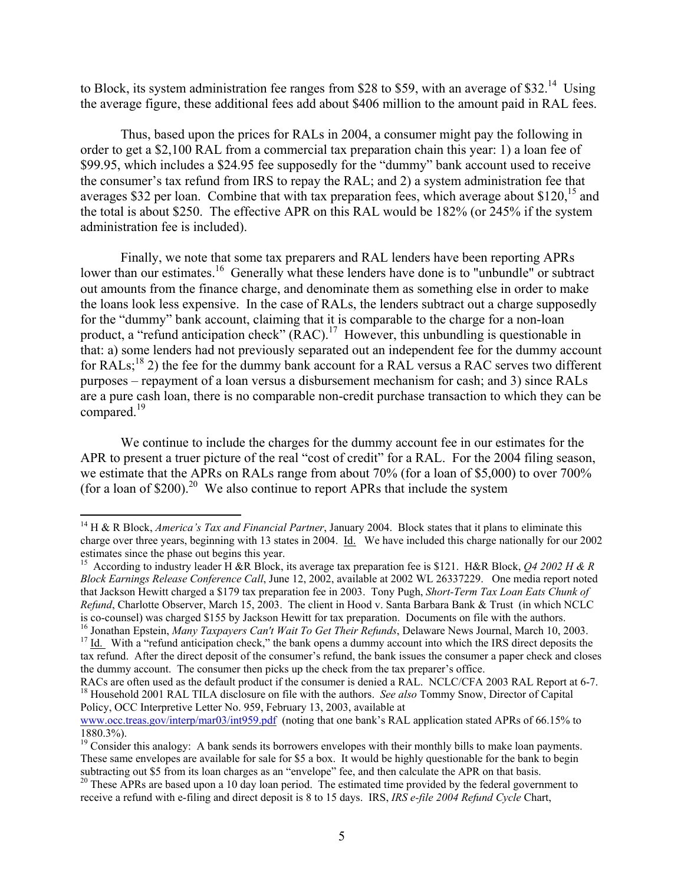to Block, its system administration fee ranges from $28 to $59, with an average of $32.[14] Using the average figure, these additional fees add about $406 million to the amount paid in RAL fees.

Thus, based upon the prices for RALs in 2004, a consumer might pay the following in order to get a $2,100 RAL from a commercial tax preparation chain this year: 1) a loan fee of $99.95, which includes a $24.95 fee supposedly for the "dummy" bank account used to receive the consumer's tax refund from IRS to repay the RAL; and 2) a system administration fee that averages $32 per loan. Combine that with tax preparation fees, which average about $120,[15] and the total is about $250. The effective APR on this RAL would be 182% (or 245% if the system administration fee is included).

Finally, we note that some tax preparers and RAL lenders have been reporting APRs lower than our estimates.[16] Generally what these lenders have done is to "unbundle" or subtract out amounts from the finance charge, and denominate them as something else in order to make the loans look less expensive. In the case of RALs, the lenders subtract out a charge supposedly for the "dummy" bank account, claiming that it is comparable to the charge for a non-loan product, a "refund anticipation check" (RAC).[17] However, this unbundling is questionable in that: a) some lenders had not previously separated out an independent fee for the dummy account for RALs;[18] 2) the fee for the dummy bank account for a RAL versus a RAC serves two different purposes – repayment of a loan versus a disbursement mechanism for cash; and 3) since RALs are a pure cash loan, there is no comparable non-credit purchase transaction to which they can be compared.[19]

We continue to include the charges for the dummy account fee in our estimates for the APR to present a truer picture of the real "cost of credit" for a RAL. For the 2004 filing season, we estimate that the APRs on RALs range from about 70% (for a loan of $5,000) to over 700% (for a loan of $200).[20] We also continue to report APRs that include the system

---

[14] H & R Block, *America's Tax and Financial Partner*, January 2004. Block states that it plans to eliminate this charge over three years, beginning with 13 states in 2004. Id. We have included this charge nationally for our 2002 estimates since the phase out begins this year.

[15] According to industry leader H &R Block, its average tax preparation fee is $121. H&R Block, *Q4 2002 H & R Block Earnings Release Conference Call*, June 12, 2002, available at 2002 WL 26337229. One media report noted that Jackson Hewitt charged a $179 tax preparation fee in 2003. Tony Pugh, *Short-Term Tax Loan Eats Chunk of Refund*, Charlotte Observer, March 15, 2003. The client in Hood v. Santa Barbara Bank & Trust (in which NCLC is co-counsel) was charged $155 by Jackson Hewitt for tax preparation. Documents on file with the authors.

[16] Jonathan Epstein, *Many Taxpayers Can't Wait To Get Their Refunds*, Delaware News Journal, March 10, 2003.

[17] Id. With a "refund anticipation check," the bank opens a dummy account into which the IRS direct deposits the tax refund. After the direct deposit of the consumer's refund, the bank issues the consumer a paper check and closes the dummy account. The consumer then picks up the check from the tax preparer's office. RACs are often used as the default product if the consumer is denied a RAL. NCLC/CFA 2003 RAL Report at 6-7.

[18] Household 2001 RAL TILA disclosure on file with the authors. *See also* Tommy Snow, Director of Capital Policy, OCC Interpretive Letter No. 959, February 13, 2003, available at www.occ.treas.gov/interp/mar03/int959.pdf (noting that one bank's RAL application stated APRs of 66.15% to 1880.3%).

[19] Consider this analogy: A bank sends its borrowers envelopes with their monthly bills to make loan payments. These same envelopes are available for sale for $5 a box. It would be highly questionable for the bank to begin subtracting out $5 from its loan charges as an "envelope" fee, and then calculate the APR on that basis.

[20] These APRs are based upon a 10 day loan period. The estimated time provided by the federal government to receive a refund with e-filing and direct deposit is 8 to 15 days. IRS, *IRS e-file 2004 Refund Cycle* Chart,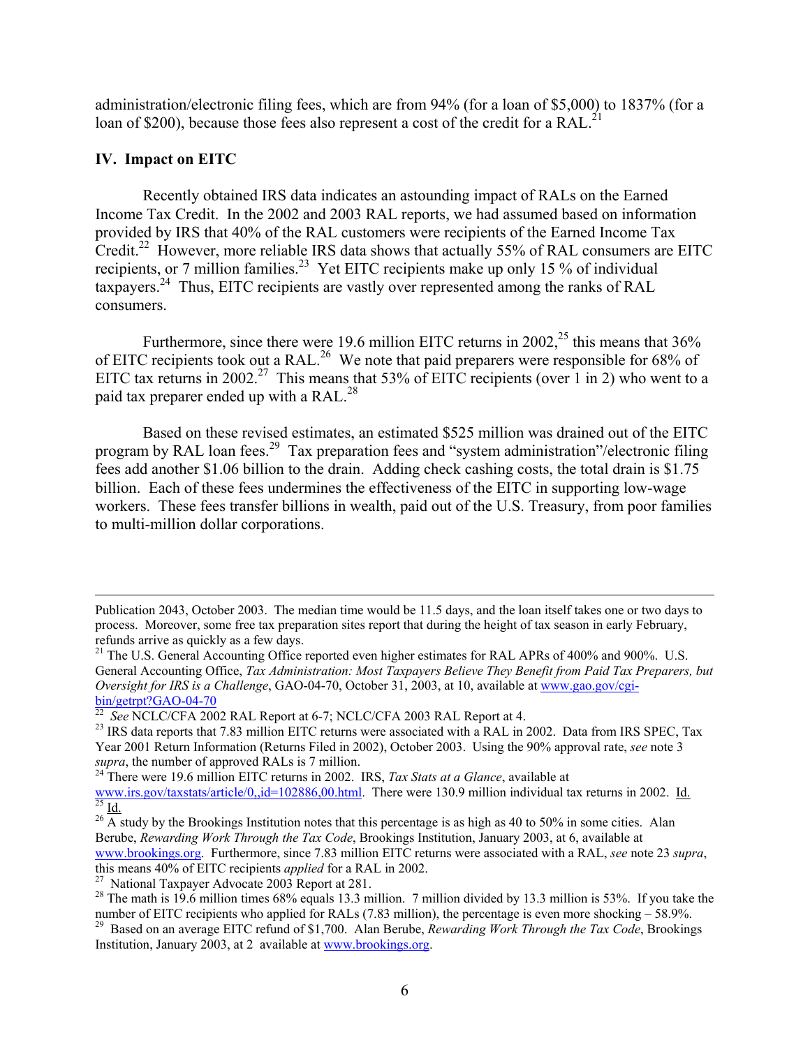administration/electronic filing fees, which are from 94% (for a loan of $5,000) to 1837% (for a loan of $200), because those fees also represent a cost of the credit for a RAL.[21]

## IV. Impact on EITC

Recently obtained IRS data indicates an astounding impact of RALs on the Earned Income Tax Credit. In the 2002 and 2003 RAL reports, we had assumed based on information provided by IRS that 40% of the RAL customers were recipients of the Earned Income Tax Credit.[22] However, more reliable IRS data shows that actually 55% of RAL consumers are EITC recipients, or 7 million families.[23] Yet EITC recipients make up only 15 % of individual taxpayers.[24] Thus, EITC recipients are vastly over represented among the ranks of RAL consumers.

Furthermore, since there were 19.6 million EITC returns in 2002,[25] this means that 36% of EITC recipients took out a RAL.[26] We note that paid preparers were responsible for 68% of EITC tax returns in 2002.[27] This means that 53% of EITC recipients (over 1 in 2) who went to a paid tax preparer ended up with a RAL.[28]

Based on these revised estimates, an estimated $525 million was drained out of the EITC program by RAL loan fees.[29] Tax preparation fees and "system administration"/electronic filing fees add another $1.06 billion to the drain. Adding check cashing costs, the total drain is $1.75 billion. Each of these fees undermines the effectiveness of the EITC in supporting low-wage workers. These fees transfer billions in wealth, paid out of the U.S. Treasury, from poor families to multi-million dollar corporations.

---

Publication 2043, October 2003. The median time would be 11.5 days, and the loan itself takes one or two days to process. Moreover, some free tax preparation sites report that during the height of tax season in early February, refunds arrive as quickly as a few days.

[21] The U.S. General Accounting Office reported even higher estimates for RAL APRs of 400% and 900%. U.S. General Accounting Office, *Tax Administration: Most Taxpayers Believe They Benefit from Paid Tax Preparers, but Oversight for IRS is a Challenge*, GAO-04-70, October 31, 2003, at 10, available at www.gao.gov/cgi-bin/getrpt?GAO-04-70

[22] *See* NCLC/CFA 2002 RAL Report at 6-7; NCLC/CFA 2003 RAL Report at 4.

[23] IRS data reports that 7.83 million EITC returns were associated with a RAL in 2002. Data from IRS SPEC, Tax Year 2001 Return Information (Returns Filed in 2002), October 2003. Using the 90% approval rate, *see* note 3 *supra*, the number of approved RALs is 7 million.

[24] There were 19.6 million EITC returns in 2002. IRS, *Tax Stats at a Glance*, available at www.irs.gov/taxstats/article/0,,id=102886,00.html. There were 130.9 million individual tax returns in 2002. Id.

[25] Id.

[26] A study by the Brookings Institution notes that this percentage is as high as 40 to 50% in some cities. Alan Berube, *Rewarding Work Through the Tax Code*, Brookings Institution, January 2003, at 6, available at www.brookings.org. Furthermore, since 7.83 million EITC returns were associated with a RAL, *see* note 23 *supra*, this means 40% of EITC recipients *applied* for a RAL in 2002.

[27] National Taxpayer Advocate 2003 Report at 281.

[28] The math is 19.6 million times 68% equals 13.3 million. 7 million divided by 13.3 million is 53%. If you take the number of EITC recipients who applied for RALs (7.83 million), the percentage is even more shocking – 58.9%.

[29] Based on an average EITC refund of $1,700. Alan Berube, *Rewarding Work Through the Tax Code*, Brookings Institution, January 2003, at 2 available at www.brookings.org.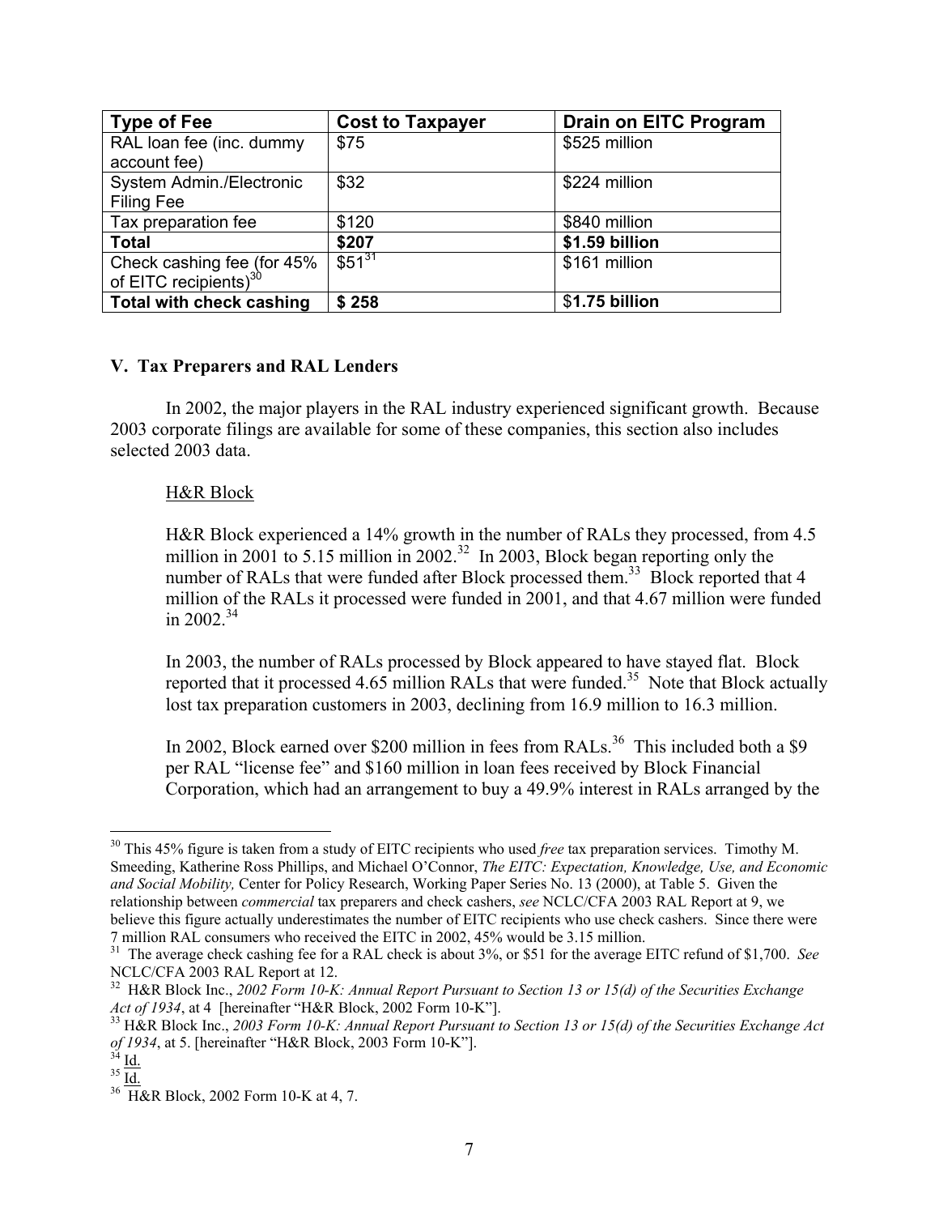| Type of Fee | Cost to Taxpayer | Drain on EITC Program |
|---|---|---|
| RAL loan fee (inc. dummy account fee) | $75 | $525 million |
| System Admin./Electronic Filing Fee | $32 | $224 million |
| Tax preparation fee | $120 | $840 million |
| **Total** | **$207** | **$1.59 billion** |
| Check cashing fee (for 45% of EITC recipients)[30] | $51[31] | $161 million |
| **Total with check cashing** | **$ 258** | **$1.75 billion** |

**V. Tax Preparers and RAL Lenders**

In 2002, the major players in the RAL industry experienced significant growth. Because 2003 corporate filings are available for some of these companies, this section also includes selected 2003 data.

H&R Block

H&R Block experienced a 14% growth in the number of RALs they processed, from 4.5 million in 2001 to 5.15 million in 2002.[32] In 2003, Block began reporting only the number of RALs that were funded after Block processed them.[33] Block reported that 4 million of the RALs it processed were funded in 2001, and that 4.67 million were funded in 2002.[34]

In 2003, the number of RALs processed by Block appeared to have stayed flat. Block reported that it processed 4.65 million RALs that were funded.[35] Note that Block actually lost tax preparation customers in 2003, declining from 16.9 million to 16.3 million.

In 2002, Block earned over $200 million in fees from RALs.[36] This included both a $9 per RAL "license fee" and $160 million in loan fees received by Block Financial Corporation, which had an arrangement to buy a 49.9% interest in RALs arranged by the

---

[30] This 45% figure is taken from a study of EITC recipients who used *free* tax preparation services. Timothy M. Smeeding, Katherine Ross Phillips, and Michael O'Connor, *The EITC: Expectation, Knowledge, Use, and Economic and Social Mobility,* Center for Policy Research, Working Paper Series No. 13 (2000), at Table 5. Given the relationship between *commercial* tax preparers and check cashers, *see* NCLC/CFA 2003 RAL Report at 9, we believe this figure actually underestimates the number of EITC recipients who use check cashers. Since there were 7 million RAL consumers who received the EITC in 2002, 45% would be 3.15 million.

[31] The average check cashing fee for a RAL check is about 3%, or $51 for the average EITC refund of $1,700. *See* NCLC/CFA 2003 RAL Report at 12.

[32] H&R Block Inc., *2002 Form 10-K: Annual Report Pursuant to Section 13 or 15(d) of the Securities Exchange Act of 1934*, at 4 [hereinafter "H&R Block, 2002 Form 10-K"].

[33] H&R Block Inc., *2003 Form 10-K: Annual Report Pursuant to Section 13 or 15(d) of the Securities Exchange Act of 1934*, at 5. [hereinafter "H&R Block, 2003 Form 10-K"].

[34] Id.

[35] Id.

[36] H&R Block, 2002 Form 10-K at 4, 7.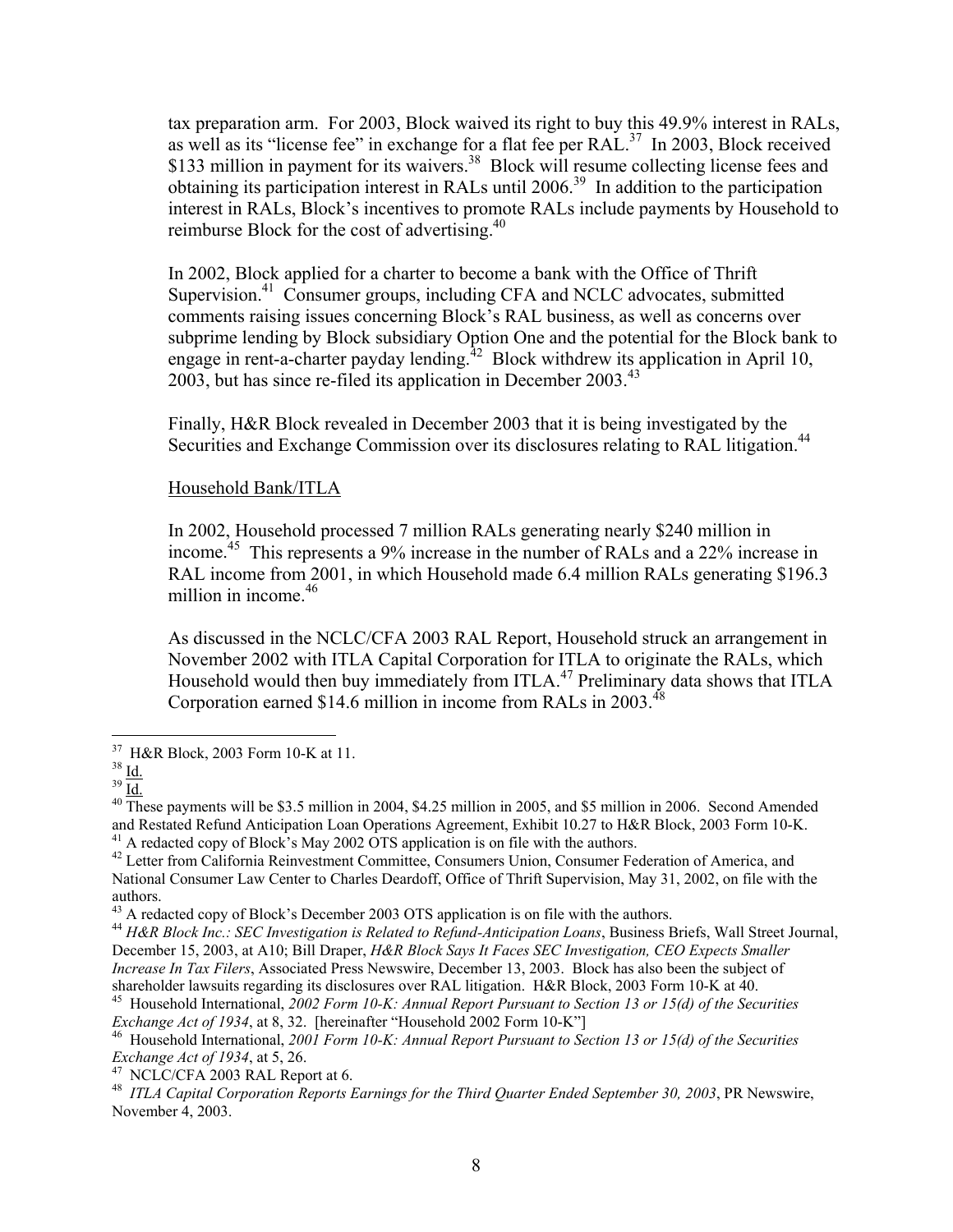tax preparation arm. For 2003, Block waived its right to buy this 49.9% interest in RALs, as well as its "license fee" in exchange for a flat fee per RAL.[37] In 2003, Block received $133 million in payment for its waivers.[38] Block will resume collecting license fees and obtaining its participation interest in RALs until 2006.[39] In addition to the participation interest in RALs, Block's incentives to promote RALs include payments by Household to reimburse Block for the cost of advertising.[40]

In 2002, Block applied for a charter to become a bank with the Office of Thrift Supervision.[41] Consumer groups, including CFA and NCLC advocates, submitted comments raising issues concerning Block's RAL business, as well as concerns over subprime lending by Block subsidiary Option One and the potential for the Block bank to engage in rent-a-charter payday lending.[42] Block withdrew its application in April 10, 2003, but has since re-filed its application in December 2003.[43]

Finally, H&R Block revealed in December 2003 that it is being investigated by the Securities and Exchange Commission over its disclosures relating to RAL litigation.[44]

Household Bank/ITLA

In 2002, Household processed 7 million RALs generating nearly $240 million in income.[45] This represents a 9% increase in the number of RALs and a 22% increase in RAL income from 2001, in which Household made 6.4 million RALs generating $196.3 million in income.[46]

As discussed in the NCLC/CFA 2003 RAL Report, Household struck an arrangement in November 2002 with ITLA Capital Corporation for ITLA to originate the RALs, which Household would then buy immediately from ITLA.[47] Preliminary data shows that ITLA Corporation earned $14.6 million in income from RALs in 2003.[48]

---

[37] H&R Block, 2003 Form 10-K at 11.

[38] Id.

[39] Id.

[40] These payments will be $3.5 million in 2004, $4.25 million in 2005, and $5 million in 2006. Second Amended and Restated Refund Anticipation Loan Operations Agreement, Exhibit 10.27 to H&R Block, 2003 Form 10-K.

[41] A redacted copy of Block's May 2002 OTS application is on file with the authors.

[42] Letter from California Reinvestment Committee, Consumers Union, Consumer Federation of America, and National Consumer Law Center to Charles Deardoff, Office of Thrift Supervision, May 31, 2002, on file with the authors.

[43] A redacted copy of Block's December 2003 OTS application is on file with the authors.

[44] *H&R Block Inc.: SEC Investigation is Related to Refund-Anticipation Loans*, Business Briefs, Wall Street Journal, December 15, 2003, at A10; Bill Draper, *H&R Block Says It Faces SEC Investigation, CEO Expects Smaller Increase In Tax Filers*, Associated Press Newswire, December 13, 2003. Block has also been the subject of shareholder lawsuits regarding its disclosures over RAL litigation. H&R Block, 2003 Form 10-K at 40.

[45] Household International, *2002 Form 10-K: Annual Report Pursuant to Section 13 or 15(d) of the Securities Exchange Act of 1934*, at 8, 32. [hereinafter "Household 2002 Form 10-K"]

[46] Household International, *2001 Form 10-K: Annual Report Pursuant to Section 13 or 15(d) of the Securities Exchange Act of 1934*, at 5, 26.

[47] NCLC/CFA 2003 RAL Report at 6.

[48] *ITLA Capital Corporation Reports Earnings for the Third Quarter Ended September 30, 2003*, PR Newswire, November 4, 2003.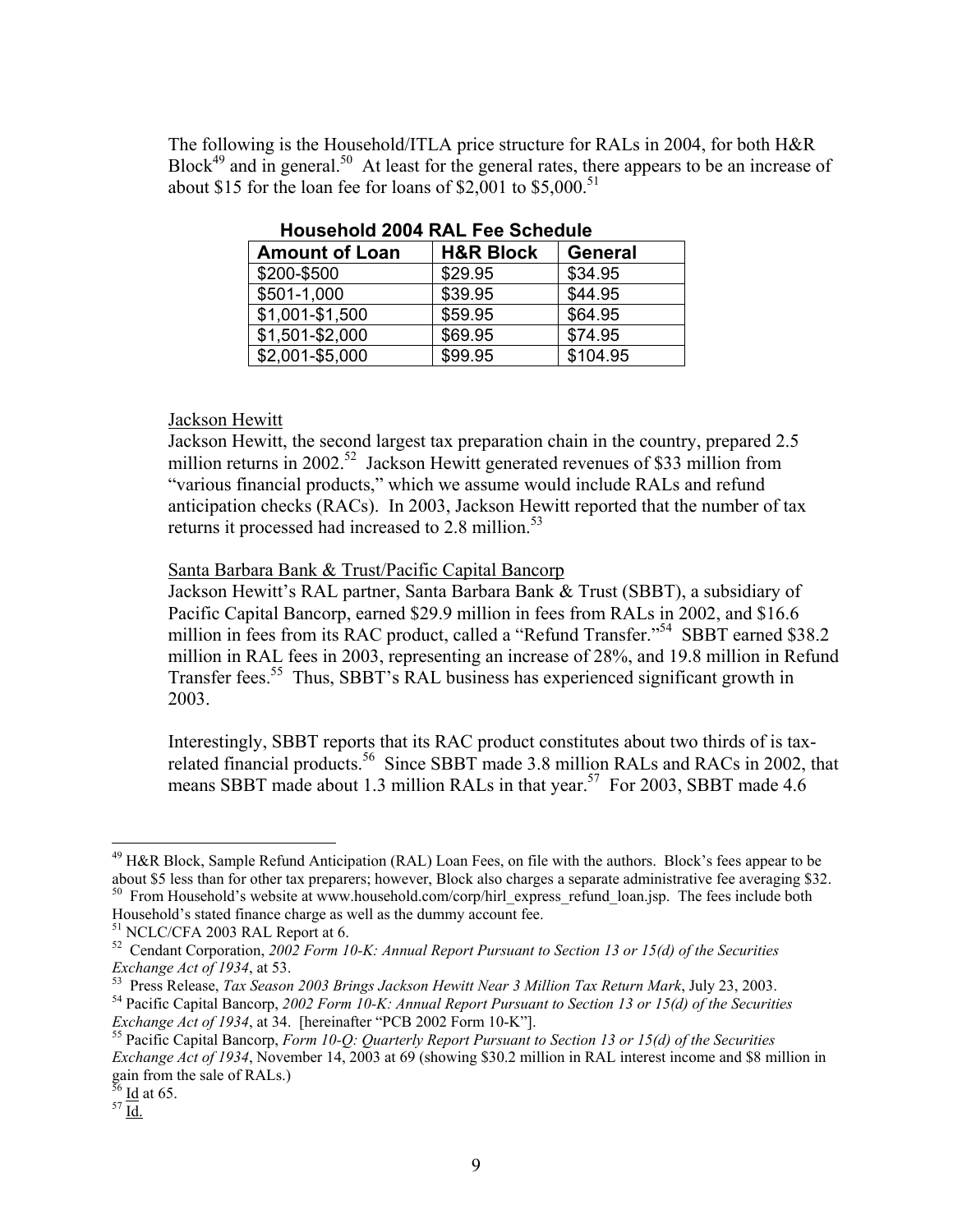The following is the Household/ITLA price structure for RALs in 2004, for both H&R Block[49] and in general.[50] At least for the general rates, there appears to be an increase of about $15 for the loan fee for loans of $2,001 to $5,000.[51]

**Household 2004 RAL Fee Schedule**

| Amount of Loan | H&R Block | General |
|---|---|---|
| $200-$500 | $29.95 | $34.95 |
| $501-1,000 | $39.95 | $44.95 |
| $1,001-$1,500 | $59.95 | $64.95 |
| $1,501-$2,000 | $69.95 | $74.95 |
| $2,001-$5,000 | $99.95 | $104.95 |

<u>Jackson Hewitt</u>
Jackson Hewitt, the second largest tax preparation chain in the country, prepared 2.5 million returns in 2002.[52] Jackson Hewitt generated revenues of $33 million from "various financial products," which we assume would include RALs and refund anticipation checks (RACs). In 2003, Jackson Hewitt reported that the number of tax returns it processed had increased to 2.8 million.[53]

<u>Santa Barbara Bank & Trust/Pacific Capital Bancorp</u>
Jackson Hewitt's RAL partner, Santa Barbara Bank & Trust (SBBT), a subsidiary of Pacific Capital Bancorp, earned $29.9 million in fees from RALs in 2002, and $16.6 million in fees from its RAC product, called a "Refund Transfer."[54] SBBT earned $38.2 million in RAL fees in 2003, representing an increase of 28%, and 19.8 million in Refund Transfer fees.[55] Thus, SBBT's RAL business has experienced significant growth in 2003.

Interestingly, SBBT reports that its RAC product constitutes about two thirds of is tax-related financial products.[56] Since SBBT made 3.8 million RALs and RACs in 2002, that means SBBT made about 1.3 million RALs in that year.[57] For 2003, SBBT made 4.6

---

[49] H&R Block, Sample Refund Anticipation (RAL) Loan Fees, on file with the authors. Block's fees appear to be about $5 less than for other tax preparers; however, Block also charges a separate administrative fee averaging $32.

[50] From Household's website at www.household.com/corp/hirl_express_refund_loan.jsp. The fees include both Household's stated finance charge as well as the dummy account fee.

[51] NCLC/CFA 2003 RAL Report at 6.

[52] Cendant Corporation, *2002 Form 10-K: Annual Report Pursuant to Section 13 or 15(d) of the Securities Exchange Act of 1934*, at 53.

[53] Press Release, *Tax Season 2003 Brings Jackson Hewitt Near 3 Million Tax Return Mark*, July 23, 2003.

[54] Pacific Capital Bancorp, *2002 Form 10-K: Annual Report Pursuant to Section 13 or 15(d) of the Securities Exchange Act of 1934*, at 34. [hereinafter "PCB 2002 Form 10-K"].

[55] Pacific Capital Bancorp, *Form 10-Q: Quarterly Report Pursuant to Section 13 or 15(d) of the Securities Exchange Act of 1934*, November 14, 2003 at 69 (showing $30.2 million in RAL interest income and $8 million in gain from the sale of RALs.)

[56] <u>Id</u> at 65.

[57] <u>Id.</u>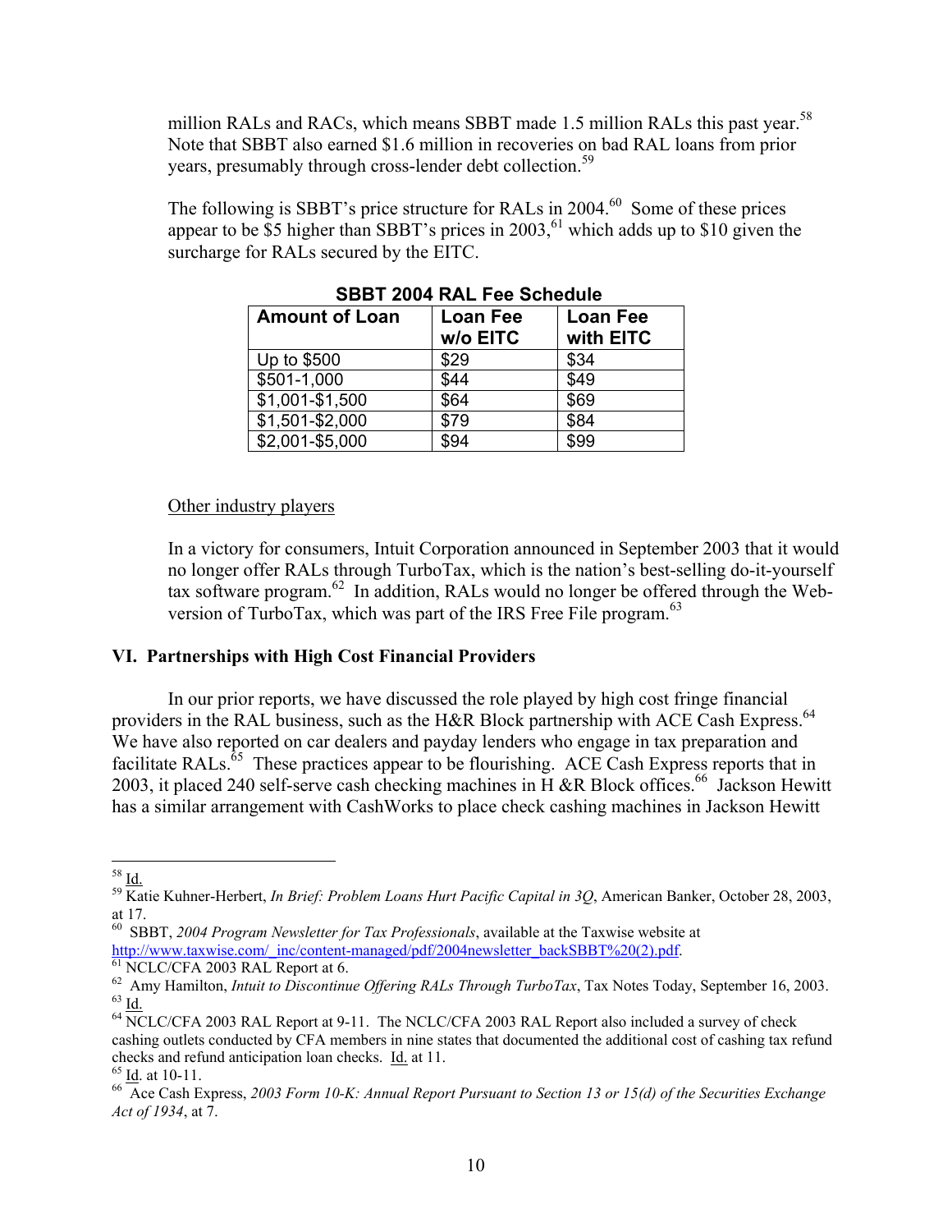million RALs and RACs, which means SBBT made 1.5 million RALs this past year.[58] Note that SBBT also earned $1.6 million in recoveries on bad RAL loans from prior years, presumably through cross-lender debt collection.[59]

The following is SBBT's price structure for RALs in 2004.[60] Some of these prices appear to be $5 higher than SBBT's prices in 2003,[61] which adds up to $10 given the surcharge for RALs secured by the EITC.

**SBBT 2004 RAL Fee Schedule**

| Amount of Loan | Loan Fee w/o EITC | Loan Fee with EITC |
|---|---|---|
| Up to $500 | $29 | $34 |
| $501-1,000 | $44 | $49 |
| $1,001-$1,500 | $64 | $69 |
| $1,501-$2,000 | $79 | $84 |
| $2,001-$5,000 | $94 | $99 |

<u>Other industry players</u>

In a victory for consumers, Intuit Corporation announced in September 2003 that it would no longer offer RALs through TurboTax, which is the nation's best-selling do-it-yourself tax software program.[62] In addition, RALs would no longer be offered through the Web-version of TurboTax, which was part of the IRS Free File program.[63]

## VI. Partnerships with High Cost Financial Providers

In our prior reports, we have discussed the role played by high cost fringe financial providers in the RAL business, such as the H&R Block partnership with ACE Cash Express.[64] We have also reported on car dealers and payday lenders who engage in tax preparation and facilitate RALs.[65] These practices appear to be flourishing. ACE Cash Express reports that in 2003, it placed 240 self-serve cash checking machines in H &R Block offices.[66] Jackson Hewitt has a similar arrangement with CashWorks to place check cashing machines in Jackson Hewitt

---

[58] <u>Id.</u>

[59] Katie Kuhner-Herbert, *In Brief: Problem Loans Hurt Pacific Capital in 3Q*, American Banker, October 28, 2003, at 17.

[60] SBBT, *2004 Program Newsletter for Tax Professionals*, available at the Taxwise website at http://www.taxwise.com/_inc/content-managed/pdf/2004newsletter_backSBBT%20(2).pdf.

[61] NCLC/CFA 2003 RAL Report at 6.

[62] Amy Hamilton, *Intuit to Discontinue Offering RALs Through TurboTax*, Tax Notes Today, September 16, 2003.

[63] <u>Id.</u>

[64] NCLC/CFA 2003 RAL Report at 9-11. The NCLC/CFA 2003 RAL Report also included a survey of check cashing outlets conducted by CFA members in nine states that documented the additional cost of cashing tax refund checks and refund anticipation loan checks. <u>Id.</u> at 11.

[65] <u>Id.</u> at 10-11.

[66] Ace Cash Express, *2003 Form 10-K: Annual Report Pursuant to Section 13 or 15(d) of the Securities Exchange Act of 1934*, at 7.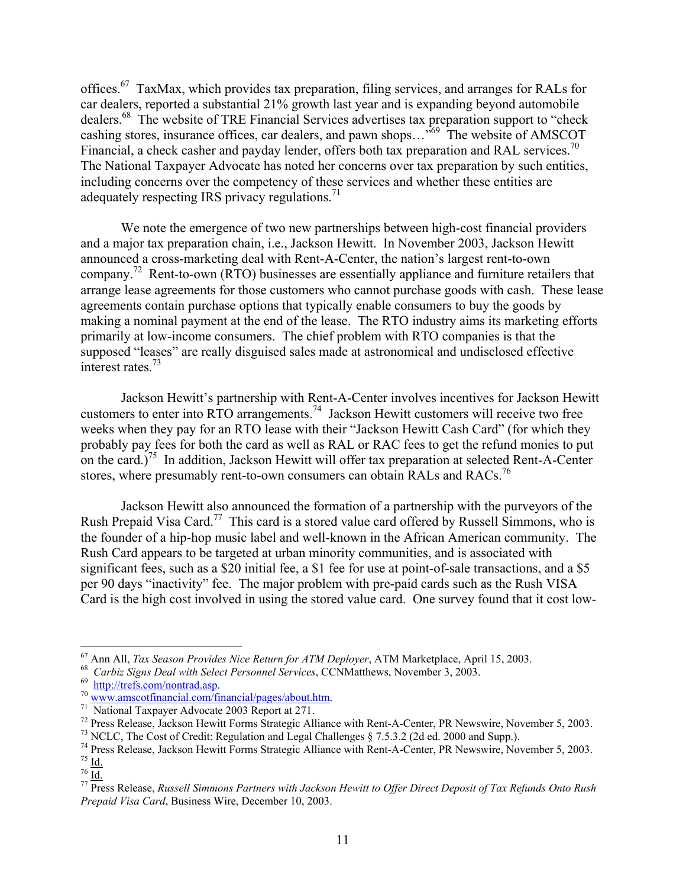offices.[67] TaxMax, which provides tax preparation, filing services, and arranges for RALs for car dealers, reported a substantial 21% growth last year and is expanding beyond automobile dealers.[68] The website of TRE Financial Services advertises tax preparation support to "check cashing stores, insurance offices, car dealers, and pawn shops…"[69] The website of AMSCOT Financial, a check casher and payday lender, offers both tax preparation and RAL services.[70] The National Taxpayer Advocate has noted her concerns over tax preparation by such entities, including concerns over the competency of these services and whether these entities are adequately respecting IRS privacy regulations.[71]

We note the emergence of two new partnerships between high-cost financial providers and a major tax preparation chain, i.e., Jackson Hewitt. In November 2003, Jackson Hewitt announced a cross-marketing deal with Rent-A-Center, the nation's largest rent-to-own company.[72] Rent-to-own (RTO) businesses are essentially appliance and furniture retailers that arrange lease agreements for those customers who cannot purchase goods with cash. These lease agreements contain purchase options that typically enable consumers to buy the goods by making a nominal payment at the end of the lease. The RTO industry aims its marketing efforts primarily at low-income consumers. The chief problem with RTO companies is that the supposed "leases" are really disguised sales made at astronomical and undisclosed effective interest rates.[73]

Jackson Hewitt's partnership with Rent-A-Center involves incentives for Jackson Hewitt customers to enter into RTO arrangements.[74] Jackson Hewitt customers will receive two free weeks when they pay for an RTO lease with their "Jackson Hewitt Cash Card" (for which they probably pay fees for both the card as well as RAL or RAC fees to get the refund monies to put on the card.)[75] In addition, Jackson Hewitt will offer tax preparation at selected Rent-A-Center stores, where presumably rent-to-own consumers can obtain RALs and RACs.[76]

Jackson Hewitt also announced the formation of a partnership with the purveyors of the Rush Prepaid Visa Card.[77] This card is a stored value card offered by Russell Simmons, who is the founder of a hip-hop music label and well-known in the African American community. The Rush Card appears to be targeted at urban minority communities, and is associated with significant fees, such as a $20 initial fee, a $1 fee for use at point-of-sale transactions, and a $5 per 90 days "inactivity" fee. The major problem with pre-paid cards such as the Rush VISA Card is the high cost involved in using the stored value card. One survey found that it cost low-

---

[67] Ann All, *Tax Season Provides Nice Return for ATM Deployer*, ATM Marketplace, April 15, 2003.

[68] *Carbiz Signs Deal with Select Personnel Services*, CCNMatthews, November 3, 2003.

[69] http://trefs.com/nontrad.asp.

[70] www.amscotfinancial.com/financial/pages/about.htm.

[71] National Taxpayer Advocate 2003 Report at 271.

[72] Press Release, Jackson Hewitt Forms Strategic Alliance with Rent-A-Center, PR Newswire, November 5, 2003.

[73] NCLC, The Cost of Credit: Regulation and Legal Challenges § 7.5.3.2 (2d ed. 2000 and Supp.).

[74] Press Release, Jackson Hewitt Forms Strategic Alliance with Rent-A-Center, PR Newswire, November 5, 2003.

[75] Id.

[76] Id.

[77] Press Release, *Russell Simmons Partners with Jackson Hewitt to Offer Direct Deposit of Tax Refunds Onto Rush Prepaid Visa Card*, Business Wire, December 10, 2003.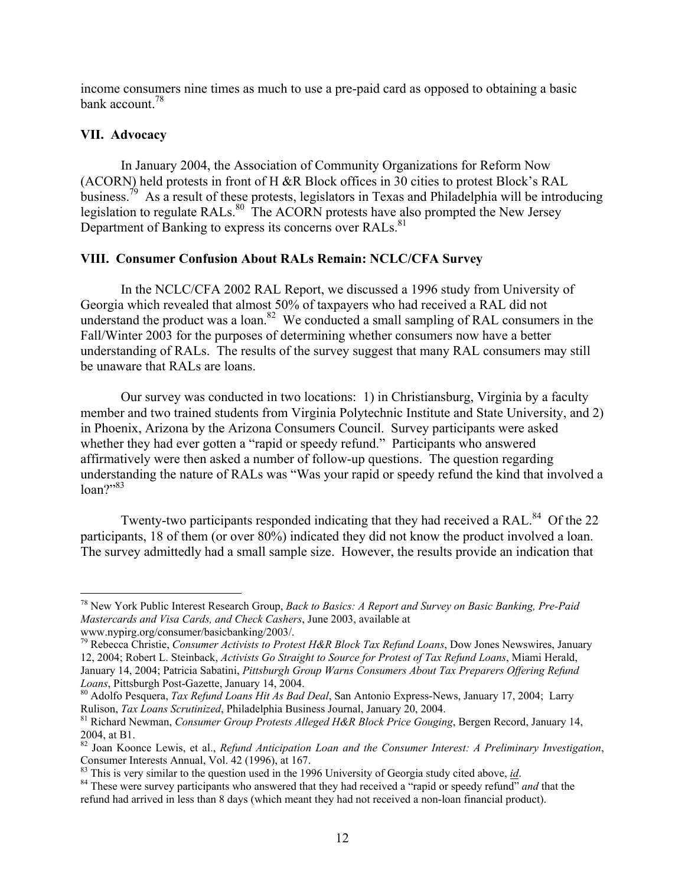income consumers nine times as much to use a pre-paid card as opposed to obtaining a basic bank account.[78]

### VII. Advocacy

In January 2004, the Association of Community Organizations for Reform Now (ACORN) held protests in front of H &R Block offices in 30 cities to protest Block's RAL business.[79] As a result of these protests, legislators in Texas and Philadelphia will be introducing legislation to regulate RALs.[80] The ACORN protests have also prompted the New Jersey Department of Banking to express its concerns over RALs.[81]

### VIII. Consumer Confusion About RALs Remain: NCLC/CFA Survey

In the NCLC/CFA 2002 RAL Report, we discussed a 1996 study from University of Georgia which revealed that almost 50% of taxpayers who had received a RAL did not understand the product was a loan.[82] We conducted a small sampling of RAL consumers in the Fall/Winter 2003 for the purposes of determining whether consumers now have a better understanding of RALs. The results of the survey suggest that many RAL consumers may still be unaware that RALs are loans.

Our survey was conducted in two locations: 1) in Christiansburg, Virginia by a faculty member and two trained students from Virginia Polytechnic Institute and State University, and 2) in Phoenix, Arizona by the Arizona Consumers Council. Survey participants were asked whether they had ever gotten a "rapid or speedy refund." Participants who answered affirmatively were then asked a number of follow-up questions. The question regarding understanding the nature of RALs was "Was your rapid or speedy refund the kind that involved a loan?"[83]

Twenty-two participants responded indicating that they had received a RAL.[84] Of the 22 participants, 18 of them (or over 80%) indicated they did not know the product involved a loan. The survey admittedly had a small sample size. However, the results provide an indication that

---

[78] New York Public Interest Research Group, *Back to Basics: A Report and Survey on Basic Banking, Pre-Paid Mastercards and Visa Cards, and Check Cashers*, June 2003, available at www.nypirg.org/consumer/basicbanking/2003/.

[79] Rebecca Christie, *Consumer Activists to Protest H&R Block Tax Refund Loans*, Dow Jones Newswires, January 12, 2004; Robert L. Steinback, *Activists Go Straight to Source for Protest of Tax Refund Loans*, Miami Herald, January 14, 2004; Patricia Sabatini, *Pittsburgh Group Warns Consumers About Tax Preparers Offering Refund Loans*, Pittsburgh Post-Gazette, January 14, 2004.

[80] Adolfo Pesquera, *Tax Refund Loans Hit As Bad Deal*, San Antonio Express-News, January 17, 2004; Larry Rulison, *Tax Loans Scrutinized*, Philadelphia Business Journal, January 20, 2004.

[81] Richard Newman, *Consumer Group Protests Alleged H&R Block Price Gouging*, Bergen Record, January 14, 2004, at B1.

[82] Joan Koonce Lewis, et al., *Refund Anticipation Loan and the Consumer Interest: A Preliminary Investigation*, Consumer Interests Annual, Vol. 42 (1996), at 167.

[83] This is very similar to the question used in the 1996 University of Georgia study cited above, *id*.

[84] These were survey participants who answered that they had received a "rapid or speedy refund" *and* that the refund had arrived in less than 8 days (which meant they had not received a non-loan financial product).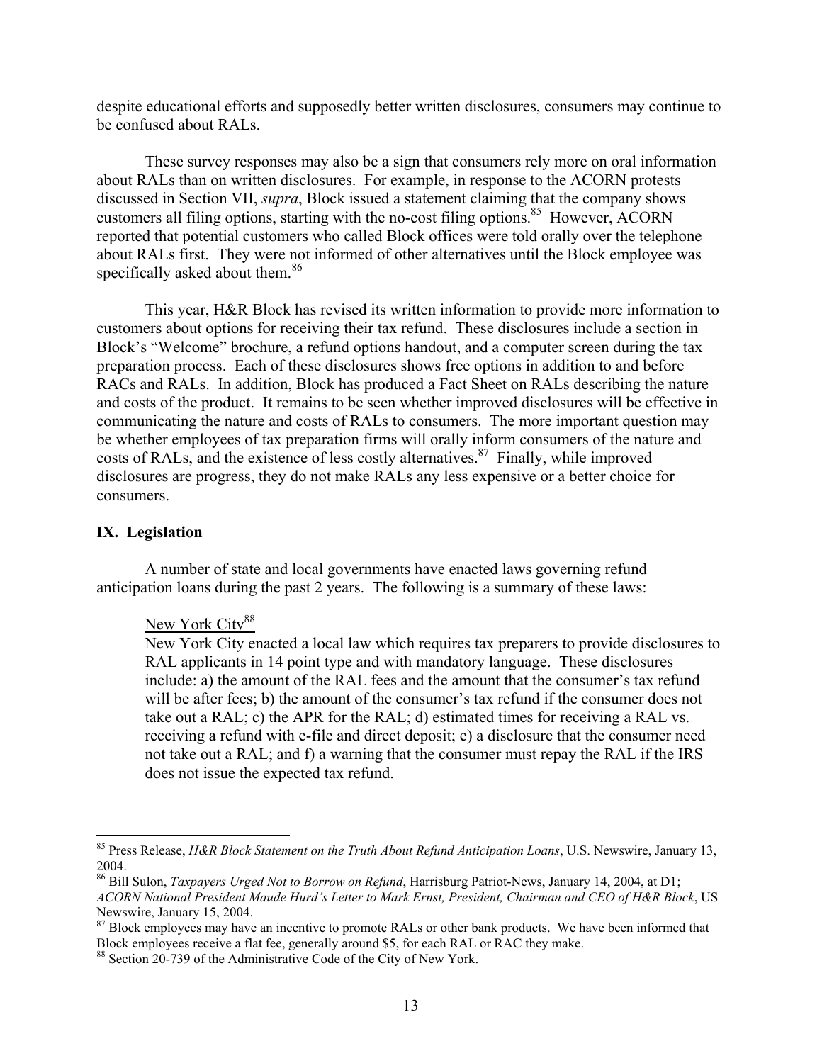despite educational efforts and supposedly better written disclosures, consumers may continue to be confused about RALs.

These survey responses may also be a sign that consumers rely more on oral information about RALs than on written disclosures. For example, in response to the ACORN protests discussed in Section VII, *supra*, Block issued a statement claiming that the company shows customers all filing options, starting with the no-cost filing options.[85] However, ACORN reported that potential customers who called Block offices were told orally over the telephone about RALs first. They were not informed of other alternatives until the Block employee was specifically asked about them.[86]

This year, H&R Block has revised its written information to provide more information to customers about options for receiving their tax refund. These disclosures include a section in Block's "Welcome" brochure, a refund options handout, and a computer screen during the tax preparation process. Each of these disclosures shows free options in addition to and before RACs and RALs. In addition, Block has produced a Fact Sheet on RALs describing the nature and costs of the product. It remains to be seen whether improved disclosures will be effective in communicating the nature and costs of RALs to consumers. The more important question may be whether employees of tax preparation firms will orally inform consumers of the nature and costs of RALs, and the existence of less costly alternatives.[87] Finally, while improved disclosures are progress, they do not make RALs any less expensive or a better choice for consumers.

## IX. Legislation

A number of state and local governments have enacted laws governing refund anticipation loans during the past 2 years. The following is a summary of these laws:

<u>New York City</u>[88]

New York City enacted a local law which requires tax preparers to provide disclosures to RAL applicants in 14 point type and with mandatory language. These disclosures include: a) the amount of the RAL fees and the amount that the consumer's tax refund will be after fees; b) the amount of the consumer's tax refund if the consumer does not take out a RAL; c) the APR for the RAL; d) estimated times for receiving a RAL vs. receiving a refund with e-file and direct deposit; e) a disclosure that the consumer need not take out a RAL; and f) a warning that the consumer must repay the RAL if the IRS does not issue the expected tax refund.

---

[85] Press Release, *H&R Block Statement on the Truth About Refund Anticipation Loans*, U.S. Newswire, January 13, 2004.

[86] Bill Sulon, *Taxpayers Urged Not to Borrow on Refund*, Harrisburg Patriot-News, January 14, 2004, at D1; *ACORN National President Maude Hurd's Letter to Mark Ernst, President, Chairman and CEO of H&R Block*, US Newswire, January 15, 2004.

[87] Block employees may have an incentive to promote RALs or other bank products. We have been informed that Block employees receive a flat fee, generally around $5, for each RAL or RAC they make.

[88] Section 20-739 of the Administrative Code of the City of New York.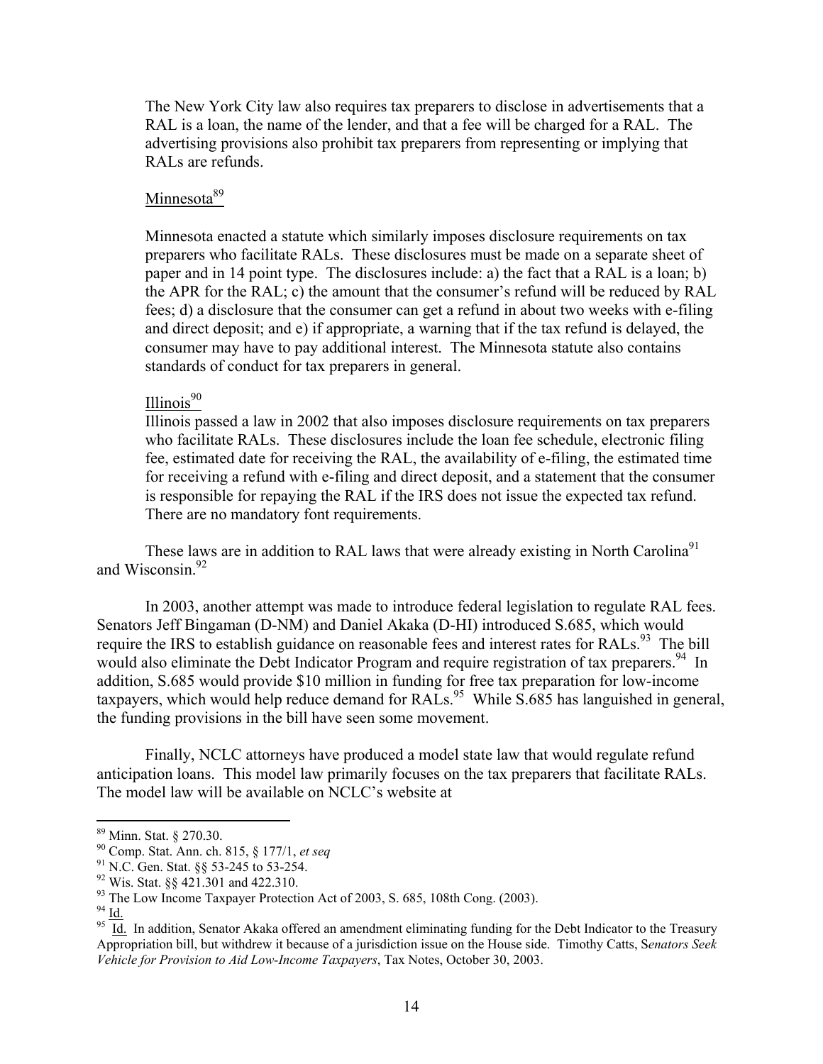The New York City law also requires tax preparers to disclose in advertisements that a RAL is a loan, the name of the lender, and that a fee will be charged for a RAL. The advertising provisions also prohibit tax preparers from representing or implying that RALs are refunds.

Minnesota[89]

Minnesota enacted a statute which similarly imposes disclosure requirements on tax preparers who facilitate RALs. These disclosures must be made on a separate sheet of paper and in 14 point type. The disclosures include: a) the fact that a RAL is a loan; b) the APR for the RAL; c) the amount that the consumer's refund will be reduced by RAL fees; d) a disclosure that the consumer can get a refund in about two weeks with e-filing and direct deposit; and e) if appropriate, a warning that if the tax refund is delayed, the consumer may have to pay additional interest. The Minnesota statute also contains standards of conduct for tax preparers in general.

Illinois[90]

Illinois passed a law in 2002 that also imposes disclosure requirements on tax preparers who facilitate RALs. These disclosures include the loan fee schedule, electronic filing fee, estimated date for receiving the RAL, the availability of e-filing, the estimated time for receiving a refund with e-filing and direct deposit, and a statement that the consumer is responsible for repaying the RAL if the IRS does not issue the expected tax refund. There are no mandatory font requirements.

These laws are in addition to RAL laws that were already existing in North Carolina[91] and Wisconsin.[92]

In 2003, another attempt was made to introduce federal legislation to regulate RAL fees. Senators Jeff Bingaman (D-NM) and Daniel Akaka (D-HI) introduced S.685, which would require the IRS to establish guidance on reasonable fees and interest rates for RALs.[93] The bill would also eliminate the Debt Indicator Program and require registration of tax preparers.[94] In addition, S.685 would provide $10 million in funding for free tax preparation for low-income taxpayers, which would help reduce demand for RALs.[95] While S.685 has languished in general, the funding provisions in the bill have seen some movement.

Finally, NCLC attorneys have produced a model state law that would regulate refund anticipation loans. This model law primarily focuses on the tax preparers that facilitate RALs. The model law will be available on NCLC's website at

---

[89] Minn. Stat. § 270.30.

[90] Comp. Stat. Ann. ch. 815, § 177/1, *et seq*

[91] N.C. Gen. Stat. §§ 53-245 to 53-254.

[92] Wis. Stat. §§ 421.301 and 422.310.

[93] The Low Income Taxpayer Protection Act of 2003, S. 685, 108th Cong. (2003).

[94] Id.

[95] Id. In addition, Senator Akaka offered an amendment eliminating funding for the Debt Indicator to the Treasury Appropriation bill, but withdrew it because of a jurisdiction issue on the House side. Timothy Catts, *Senators Seek Vehicle for Provision to Aid Low-Income Taxpayers*, Tax Notes, October 30, 2003.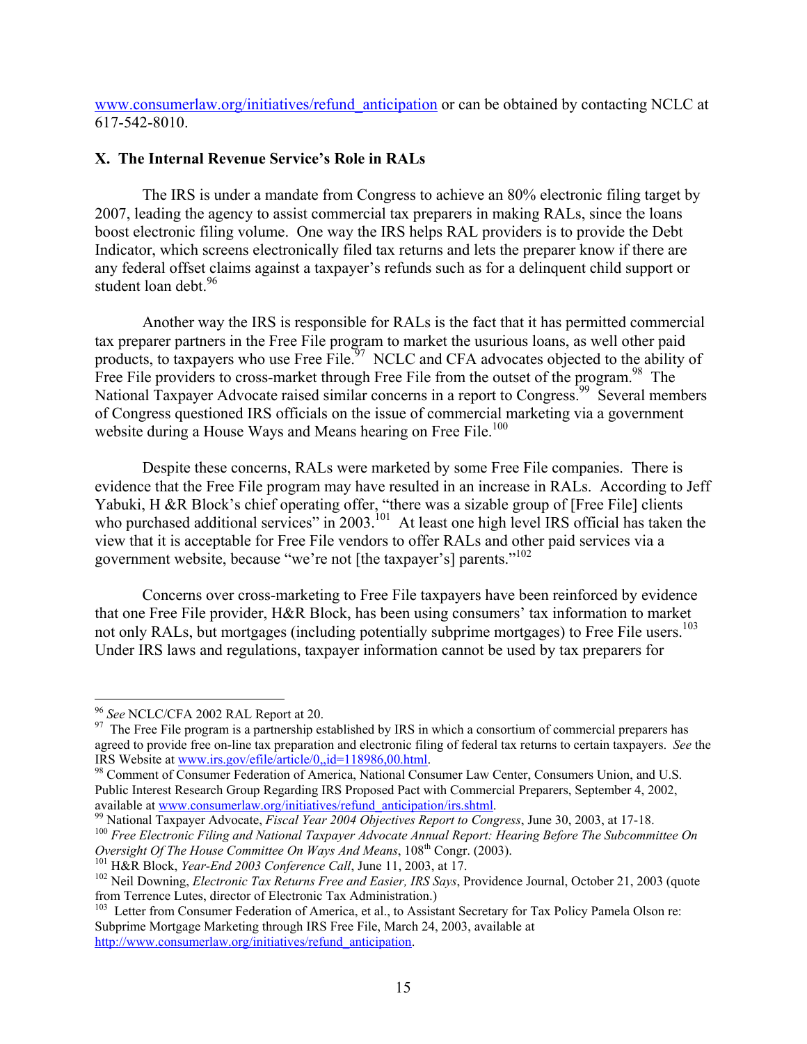www.consumerlaw.org/initiatives/refund_anticipation or can be obtained by contacting NCLC at 617-542-8010.

### X. The Internal Revenue Service's Role in RALs

The IRS is under a mandate from Congress to achieve an 80% electronic filing target by 2007, leading the agency to assist commercial tax preparers in making RALs, since the loans boost electronic filing volume. One way the IRS helps RAL providers is to provide the Debt Indicator, which screens electronically filed tax returns and lets the preparer know if there are any federal offset claims against a taxpayer's refunds such as for a delinquent child support or student loan debt.[96]

Another way the IRS is responsible for RALs is the fact that it has permitted commercial tax preparer partners in the Free File program to market the usurious loans, as well other paid products, to taxpayers who use Free File.[97] NCLC and CFA advocates objected to the ability of Free File providers to cross-market through Free File from the outset of the program.[98] The National Taxpayer Advocate raised similar concerns in a report to Congress.[99] Several members of Congress questioned IRS officials on the issue of commercial marketing via a government website during a House Ways and Means hearing on Free File.[100]

Despite these concerns, RALs were marketed by some Free File companies. There is evidence that the Free File program may have resulted in an increase in RALs. According to Jeff Yabuki, H &R Block's chief operating offer, "there was a sizable group of [Free File] clients who purchased additional services" in 2003.[101] At least one high level IRS official has taken the view that it is acceptable for Free File vendors to offer RALs and other paid services via a government website, because "we're not [the taxpayer's] parents."[102]

Concerns over cross-marketing to Free File taxpayers have been reinforced by evidence that one Free File provider, H&R Block, has been using consumers' tax information to market not only RALs, but mortgages (including potentially subprime mortgages) to Free File users.[103] Under IRS laws and regulations, taxpayer information cannot be used by tax preparers for

---

[96] *See* NCLC/CFA 2002 RAL Report at 20.

[97] The Free File program is a partnership established by IRS in which a consortium of commercial preparers has agreed to provide free on-line tax preparation and electronic filing of federal tax returns to certain taxpayers. *See* the IRS Website at www.irs.gov/efile/article/0,,id=118986,00.html.

[98] Comment of Consumer Federation of America, National Consumer Law Center, Consumers Union, and U.S. Public Interest Research Group Regarding IRS Proposed Pact with Commercial Preparers, September 4, 2002, available at www.consumerlaw.org/initiatives/refund_anticipation/irs.shtml.

[99] National Taxpayer Advocate, *Fiscal Year 2004 Objectives Report to Congress*, June 30, 2003, at 17-18.

[100] *Free Electronic Filing and National Taxpayer Advocate Annual Report: Hearing Before The Subcommittee On Oversight Of The House Committee On Ways And Means*, 108th Congr. (2003).

[101] H&R Block, *Year-End 2003 Conference Call*, June 11, 2003, at 17.

[102] Neil Downing, *Electronic Tax Returns Free and Easier, IRS Says*, Providence Journal, October 21, 2003 (quote from Terrence Lutes, director of Electronic Tax Administration.)

[103] Letter from Consumer Federation of America, et al., to Assistant Secretary for Tax Policy Pamela Olson re: Subprime Mortgage Marketing through IRS Free File, March 24, 2003, available at http://www.consumerlaw.org/initiatives/refund_anticipation.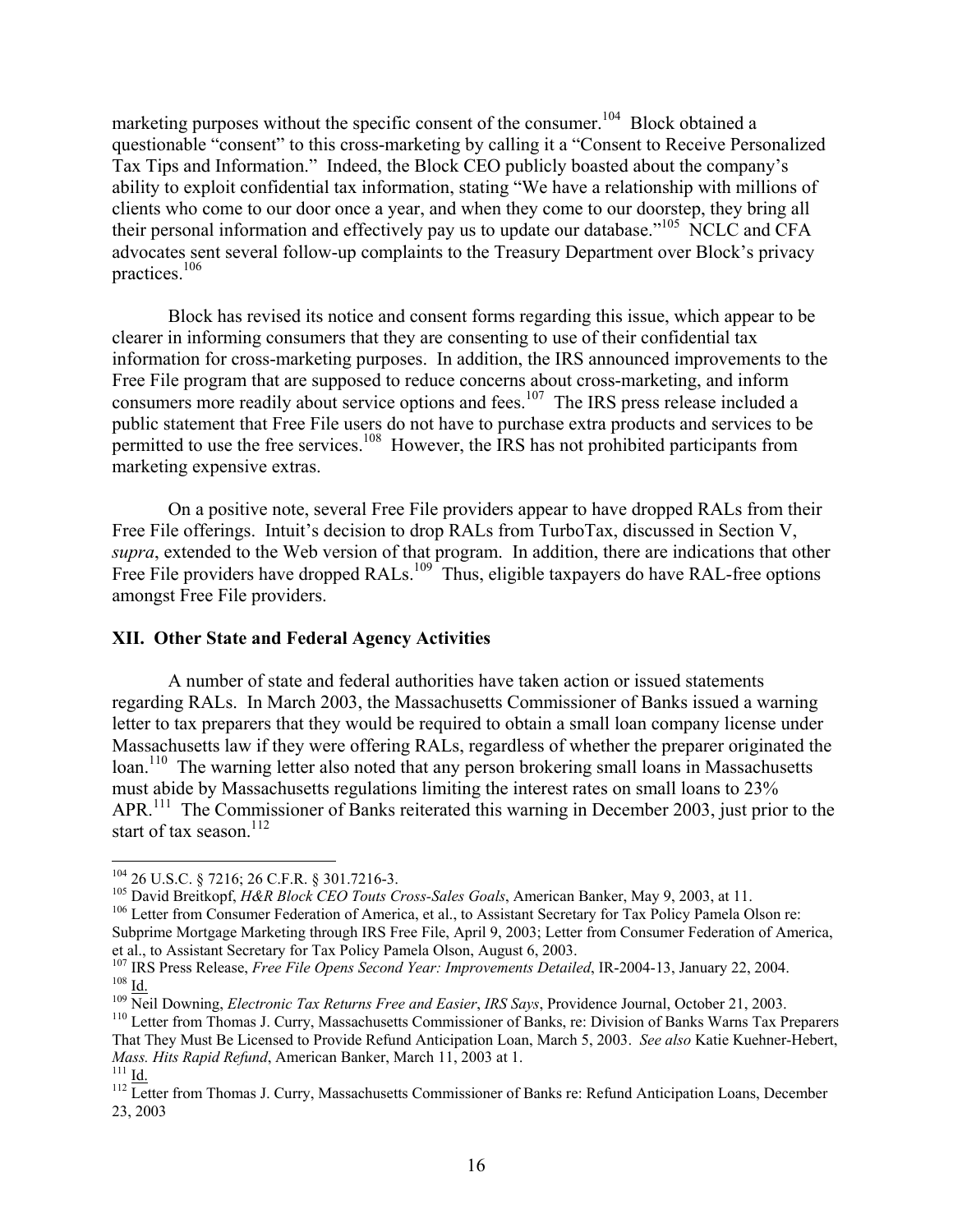marketing purposes without the specific consent of the consumer.[104] Block obtained a questionable "consent" to this cross-marketing by calling it a "Consent to Receive Personalized Tax Tips and Information." Indeed, the Block CEO publicly boasted about the company's ability to exploit confidential tax information, stating "We have a relationship with millions of clients who come to our door once a year, and when they come to our doorstep, they bring all their personal information and effectively pay us to update our database."[105] NCLC and CFA advocates sent several follow-up complaints to the Treasury Department over Block's privacy practices.[106]

Block has revised its notice and consent forms regarding this issue, which appear to be clearer in informing consumers that they are consenting to use of their confidential tax information for cross-marketing purposes. In addition, the IRS announced improvements to the Free File program that are supposed to reduce concerns about cross-marketing, and inform consumers more readily about service options and fees.[107] The IRS press release included a public statement that Free File users do not have to purchase extra products and services to be permitted to use the free services.[108] However, the IRS has not prohibited participants from marketing expensive extras.

On a positive note, several Free File providers appear to have dropped RALs from their Free File offerings. Intuit's decision to drop RALs from TurboTax, discussed in Section V, *supra*, extended to the Web version of that program. In addition, there are indications that other Free File providers have dropped RALs.[109] Thus, eligible taxpayers do have RAL-free options amongst Free File providers.

## XII. Other State and Federal Agency Activities

A number of state and federal authorities have taken action or issued statements regarding RALs. In March 2003, the Massachusetts Commissioner of Banks issued a warning letter to tax preparers that they would be required to obtain a small loan company license under Massachusetts law if they were offering RALs, regardless of whether the preparer originated the loan.[110] The warning letter also noted that any person brokering small loans in Massachusetts must abide by Massachusetts regulations limiting the interest rates on small loans to 23% APR.[111] The Commissioner of Banks reiterated this warning in December 2003, just prior to the start of tax season.[112]

---

[104] 26 U.S.C. § 7216; 26 C.F.R. § 301.7216-3.

[105] David Breitkopf, *H&R Block CEO Touts Cross-Sales Goals*, American Banker, May 9, 2003, at 11.

[106] Letter from Consumer Federation of America, et al., to Assistant Secretary for Tax Policy Pamela Olson re: Subprime Mortgage Marketing through IRS Free File, April 9, 2003; Letter from Consumer Federation of America, et al., to Assistant Secretary for Tax Policy Pamela Olson, August 6, 2003.

[107] IRS Press Release, *Free File Opens Second Year: Improvements Detailed*, IR-2004-13, January 22, 2004.

[108] Id.

[109] Neil Downing, *Electronic Tax Returns Free and Easier*, *IRS Says*, Providence Journal, October 21, 2003.

[110] Letter from Thomas J. Curry, Massachusetts Commissioner of Banks, re: Division of Banks Warns Tax Preparers That They Must Be Licensed to Provide Refund Anticipation Loan, March 5, 2003. *See also* Katie Kuehner-Hebert, *Mass. Hits Rapid Refund*, American Banker, March 11, 2003 at 1.

[111] Id.

[112] Letter from Thomas J. Curry, Massachusetts Commissioner of Banks re: Refund Anticipation Loans, December 23, 2003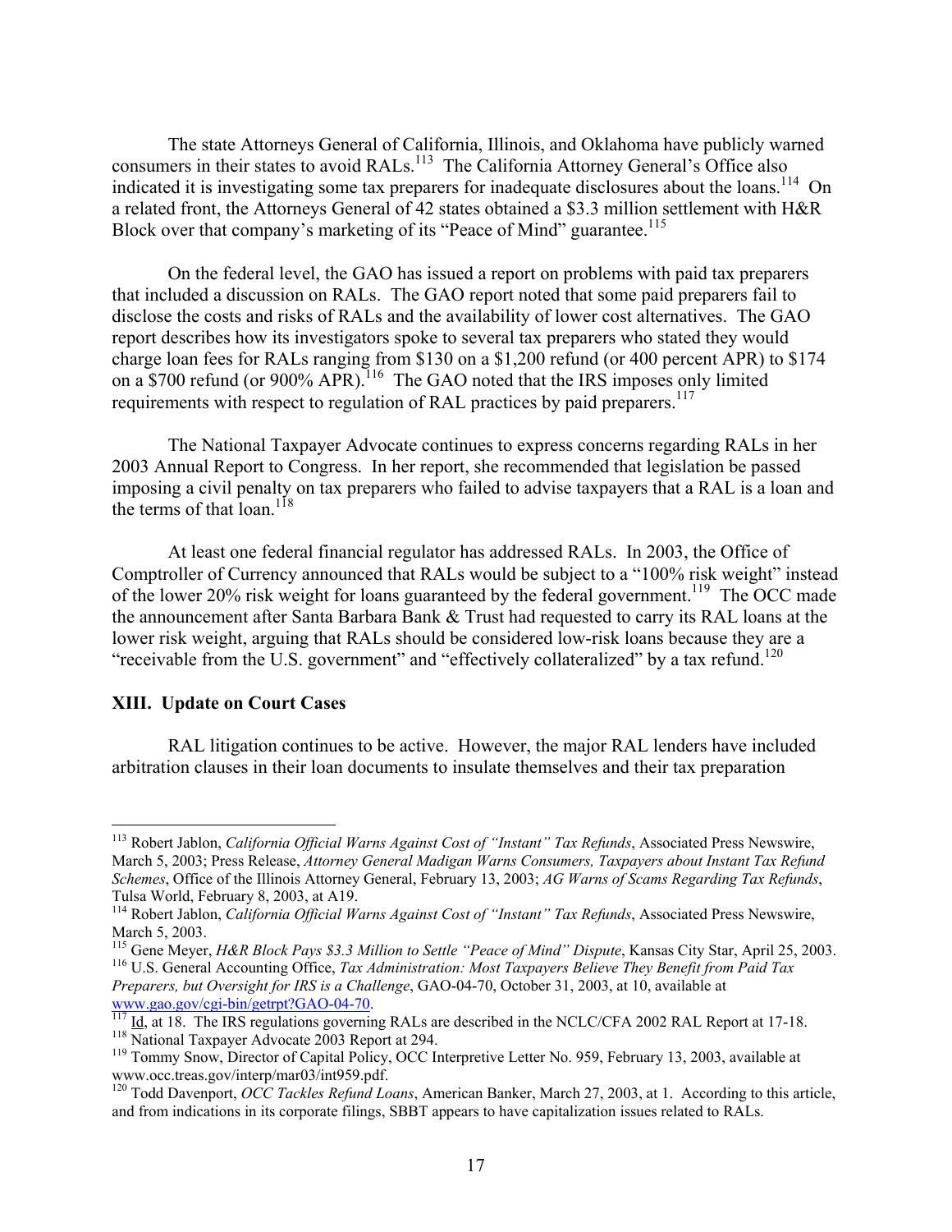The state Attorneys General of California, Illinois, and Oklahoma have publicly warned consumers in their states to avoid RALs.[113] The California Attorney General's Office also indicated it is investigating some tax preparers for inadequate disclosures about the loans.[114] On a related front, the Attorneys General of 42 states obtained a $3.3 million settlement with H&R Block over that company's marketing of its "Peace of Mind" guarantee.[115]

On the federal level, the GAO has issued a report on problems with paid tax preparers that included a discussion on RALs. The GAO report noted that some paid preparers fail to disclose the costs and risks of RALs and the availability of lower cost alternatives. The GAO report describes how its investigators spoke to several tax preparers who stated they would charge loan fees for RALs ranging from $130 on a $1,200 refund (or 400 percent APR) to $174 on a $700 refund (or 900% APR).[116] The GAO noted that the IRS imposes only limited requirements with respect to regulation of RAL practices by paid preparers.[117]

The National Taxpayer Advocate continues to express concerns regarding RALs in her 2003 Annual Report to Congress. In her report, she recommended that legislation be passed imposing a civil penalty on tax preparers who failed to advise taxpayers that a RAL is a loan and the terms of that loan.[118]

At least one federal financial regulator has addressed RALs. In 2003, the Office of Comptroller of Currency announced that RALs would be subject to a "100% risk weight" instead of the lower 20% risk weight for loans guaranteed by the federal government.[119] The OCC made the announcement after Santa Barbara Bank & Trust had requested to carry its RAL loans at the lower risk weight, arguing that RALs should be considered low-risk loans because they are a "receivable from the U.S. government" and "effectively collateralized" by a tax refund.[120]

## XIII. Update on Court Cases

RAL litigation continues to be active. However, the major RAL lenders have included arbitration clauses in their loan documents to insulate themselves and their tax preparation

---

[113] Robert Jablon, *California Official Warns Against Cost of "Instant" Tax Refunds*, Associated Press Newswire, March 5, 2003; Press Release, *Attorney General Madigan Warns Consumers, Taxpayers about Instant Tax Refund Schemes*, Office of the Illinois Attorney General, February 13, 2003; *AG Warns of Scams Regarding Tax Refunds*, Tulsa World, February 8, 2003, at A19.

[114] Robert Jablon, *California Official Warns Against Cost of "Instant" Tax Refunds*, Associated Press Newswire, March 5, 2003.

[115] Gene Meyer, *H&R Block Pays $3.3 Million to Settle "Peace of Mind" Dispute*, Kansas City Star, April 25, 2003.

[116] U.S. General Accounting Office, *Tax Administration: Most Taxpayers Believe They Benefit from Paid Tax Preparers, but Oversight for IRS is a Challenge*, GAO-04-70, October 31, 2003, at 10, available at www.gao.gov/cgi-bin/getrpt?GAO-04-70.

[117] Id, at 18. The IRS regulations governing RALs are described in the NCLC/CFA 2002 RAL Report at 17-18.

[118] National Taxpayer Advocate 2003 Report at 294.

[119] Tommy Snow, Director of Capital Policy, OCC Interpretive Letter No. 959, February 13, 2003, available at www.occ.treas.gov/interp/mar03/int959.pdf.

[120] Todd Davenport, *OCC Tackles Refund Loans*, American Banker, March 27, 2003, at 1. According to this article, and from indications in its corporate filings, SBBT appears to have capitalization issues related to RALs.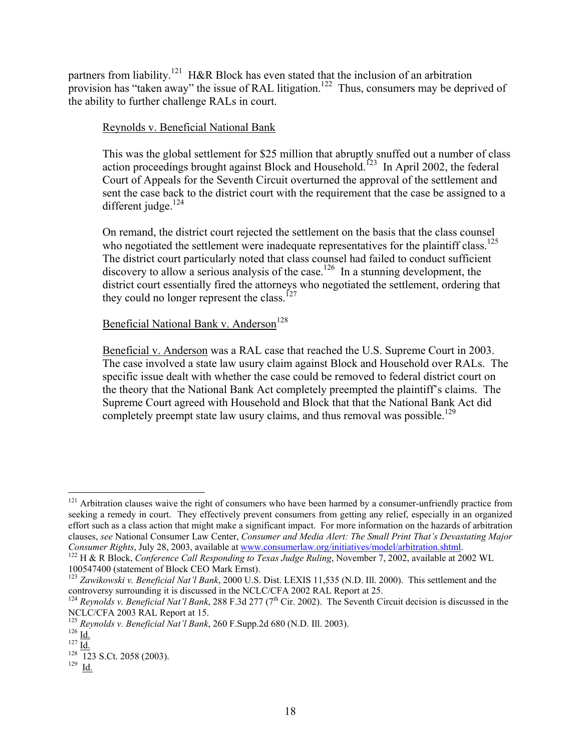partners from liability.[121] H&R Block has even stated that the inclusion of an arbitration provision has "taken away" the issue of RAL litigation.[122] Thus, consumers may be deprived of the ability to further challenge RALs in court.

Reynolds v. Beneficial National Bank

> This was the global settlement for $25 million that abruptly snuffed out a number of class action proceedings brought against Block and Household.[123] In April 2002, the federal Court of Appeals for the Seventh Circuit overturned the approval of the settlement and sent the case back to the district court with the requirement that the case be assigned to a different judge.[124]
>
> On remand, the district court rejected the settlement on the basis that the class counsel who negotiated the settlement were inadequate representatives for the plaintiff class.[125] The district court particularly noted that class counsel had failed to conduct sufficient discovery to allow a serious analysis of the case.[126] In a stunning development, the district court essentially fired the attorneys who negotiated the settlement, ordering that they could no longer represent the class.[127]

Beneficial National Bank v. Anderson[128]

> Beneficial v. Anderson was a RAL case that reached the U.S. Supreme Court in 2003. The case involved a state law usury claim against Block and Household over RALs. The specific issue dealt with whether the case could be removed to federal district court on the theory that the National Bank Act completely preempted the plaintiff's claims. The Supreme Court agreed with Household and Block that that the National Bank Act did completely preempt state law usury claims, and thus removal was possible.[129]

---

[121] Arbitration clauses waive the right of consumers who have been harmed by a consumer-unfriendly practice from seeking a remedy in court. They effectively prevent consumers from getting any relief, especially in an organized effort such as a class action that might make a significant impact. For more information on the hazards of arbitration clauses, *see* National Consumer Law Center, *Consumer and Media Alert: The Small Print That's Devastating Major Consumer Rights*, July 28, 2003, available at www.consumerlaw.org/initiatives/model/arbitration.shtml.

[122] H & R Block, *Conference Call Responding to Texas Judge Ruling*, November 7, 2002, available at 2002 WL 100547400 (statement of Block CEO Mark Ernst).

[123] *Zawikowski v. Beneficial Nat'l Bank*, 2000 U.S. Dist. LEXIS 11,535 (N.D. Ill. 2000). This settlement and the controversy surrounding it is discussed in the NCLC/CFA 2002 RAL Report at 25.

[124] *Reynolds v. Beneficial Nat'l Bank*, 288 F.3d 277 (7th Cir. 2002). The Seventh Circuit decision is discussed in the NCLC/CFA 2003 RAL Report at 15.

[125] *Reynolds v. Beneficial Nat'l Bank*, 260 F.Supp.2d 680 (N.D. Ill. 2003).

[126] Id.

[127] Id.

[128] 123 S.Ct. 2058 (2003).

[129] Id.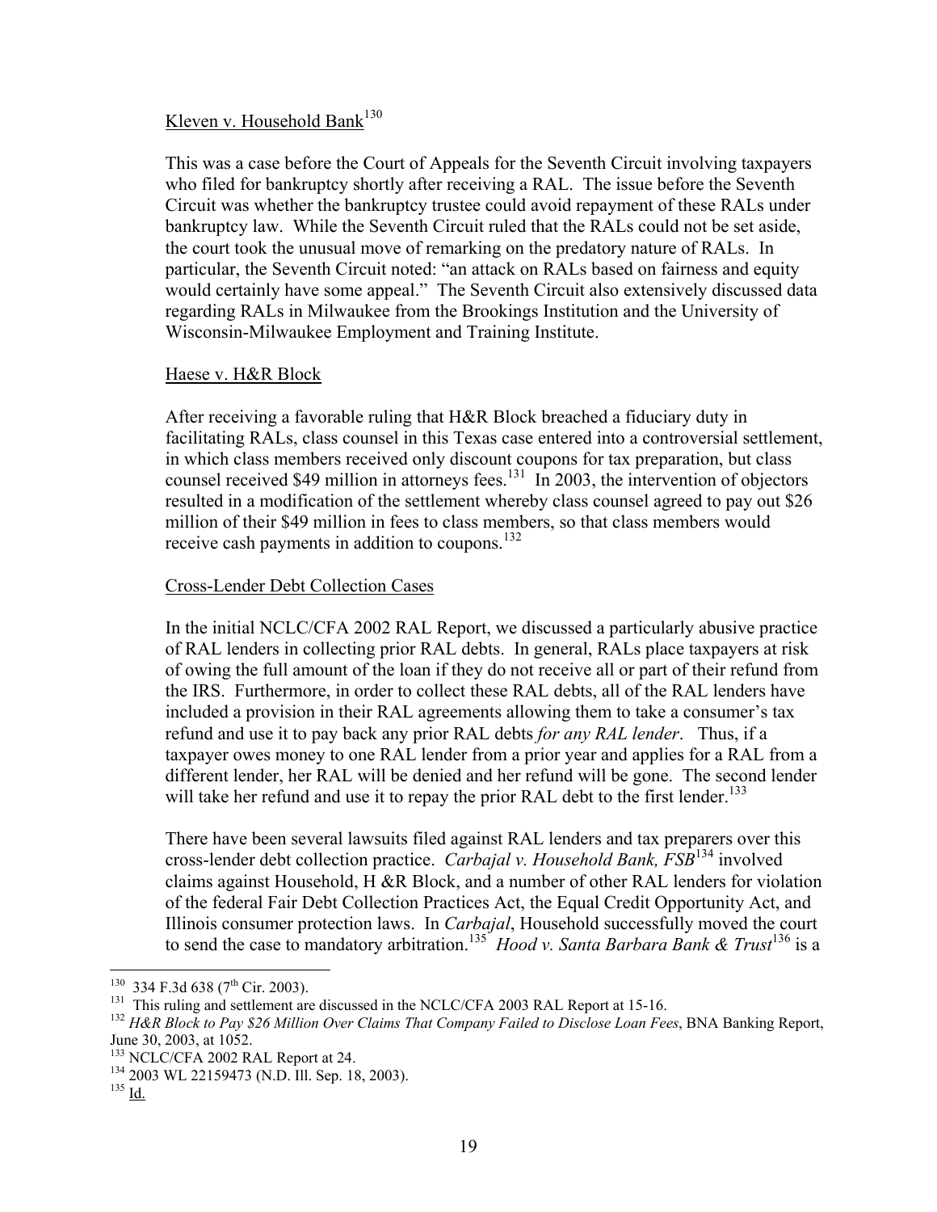Kleven v. Household Bank[130]

This was a case before the Court of Appeals for the Seventh Circuit involving taxpayers who filed for bankruptcy shortly after receiving a RAL. The issue before the Seventh Circuit was whether the bankruptcy trustee could avoid repayment of these RALs under bankruptcy law. While the Seventh Circuit ruled that the RALs could not be set aside, the court took the unusual move of remarking on the predatory nature of RALs. In particular, the Seventh Circuit noted: "an attack on RALs based on fairness and equity would certainly have some appeal." The Seventh Circuit also extensively discussed data regarding RALs in Milwaukee from the Brookings Institution and the University of Wisconsin-Milwaukee Employment and Training Institute.

Haese v. H&R Block

After receiving a favorable ruling that H&R Block breached a fiduciary duty in facilitating RALs, class counsel in this Texas case entered into a controversial settlement, in which class members received only discount coupons for tax preparation, but class counsel received $49 million in attorneys fees.[131] In 2003, the intervention of objectors resulted in a modification of the settlement whereby class counsel agreed to pay out $26 million of their $49 million in fees to class members, so that class members would receive cash payments in addition to coupons.[132]

Cross-Lender Debt Collection Cases

In the initial NCLC/CFA 2002 RAL Report, we discussed a particularly abusive practice of RAL lenders in collecting prior RAL debts. In general, RALs place taxpayers at risk of owing the full amount of the loan if they do not receive all or part of their refund from the IRS. Furthermore, in order to collect these RAL debts, all of the RAL lenders have included a provision in their RAL agreements allowing them to take a consumer's tax refund and use it to pay back any prior RAL debts *for any RAL lender*. Thus, if a taxpayer owes money to one RAL lender from a prior year and applies for a RAL from a different lender, her RAL will be denied and her refund will be gone. The second lender will take her refund and use it to repay the prior RAL debt to the first lender.[133]

There have been several lawsuits filed against RAL lenders and tax preparers over this cross-lender debt collection practice. *Carbajal v. Household Bank, FSB*[134] involved claims against Household, H &R Block, and a number of other RAL lenders for violation of the federal Fair Debt Collection Practices Act, the Equal Credit Opportunity Act, and Illinois consumer protection laws. In *Carbajal*, Household successfully moved the court to send the case to mandatory arbitration.[135] *Hood v. Santa Barbara Bank & Trust*[136] is a

---

[130] 334 F.3d 638 (7th Cir. 2003).

[131] This ruling and settlement are discussed in the NCLC/CFA 2003 RAL Report at 15-16.

[132] *H&R Block to Pay $26 Million Over Claims That Company Failed to Disclose Loan Fees*, BNA Banking Report, June 30, 2003, at 1052.

[133] NCLC/CFA 2002 RAL Report at 24.

[134] 2003 WL 22159473 (N.D. Ill. Sep. 18, 2003).

[135] Id.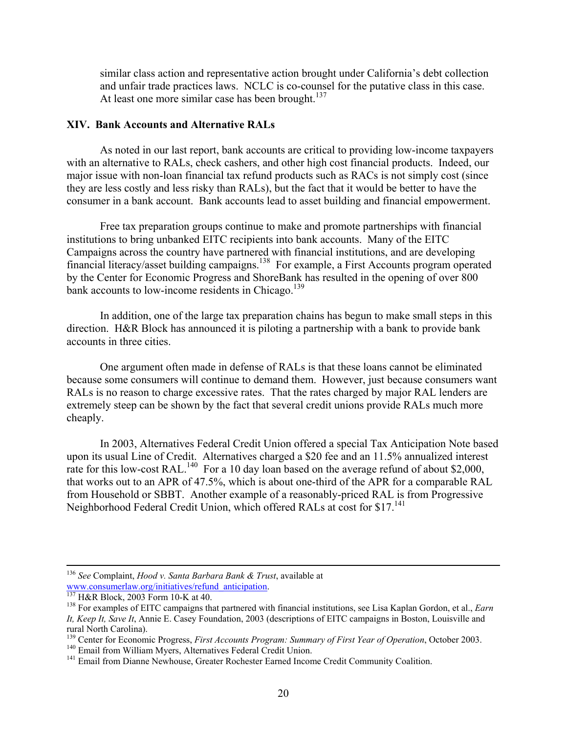similar class action and representative action brought under California's debt collection and unfair trade practices laws. NCLC is co-counsel for the putative class in this case. At least one more similar case has been brought.[137]

## XIV. Bank Accounts and Alternative RALs

As noted in our last report, bank accounts are critical to providing low-income taxpayers with an alternative to RALs, check cashers, and other high cost financial products. Indeed, our major issue with non-loan financial tax refund products such as RACs is not simply cost (since they are less costly and less risky than RALs), but the fact that it would be better to have the consumer in a bank account. Bank accounts lead to asset building and financial empowerment.

Free tax preparation groups continue to make and promote partnerships with financial institutions to bring unbanked EITC recipients into bank accounts. Many of the EITC Campaigns across the country have partnered with financial institutions, and are developing financial literacy/asset building campaigns.[138] For example, a First Accounts program operated by the Center for Economic Progress and ShoreBank has resulted in the opening of over 800 bank accounts to low-income residents in Chicago.[139]

In addition, one of the large tax preparation chains has begun to make small steps in this direction. H&R Block has announced it is piloting a partnership with a bank to provide bank accounts in three cities.

One argument often made in defense of RALs is that these loans cannot be eliminated because some consumers will continue to demand them. However, just because consumers want RALs is no reason to charge excessive rates. That the rates charged by major RAL lenders are extremely steep can be shown by the fact that several credit unions provide RALs much more cheaply.

In 2003, Alternatives Federal Credit Union offered a special Tax Anticipation Note based upon its usual Line of Credit. Alternatives charged a $20 fee and an 11.5% annualized interest rate for this low-cost RAL.[140] For a 10 day loan based on the average refund of about $2,000, that works out to an APR of 47.5%, which is about one-third of the APR for a comparable RAL from Household or SBBT. Another example of a reasonably-priced RAL is from Progressive Neighborhood Federal Credit Union, which offered RALs at cost for $17.[141]

---

[136] *See* Complaint, *Hood v. Santa Barbara Bank & Trust*, available at www.consumerlaw.org/initiatives/refund_anticipation.

[137] H&R Block, 2003 Form 10-K at 40.

[138] For examples of EITC campaigns that partnered with financial institutions, see Lisa Kaplan Gordon, et al., *Earn It, Keep It, Save It*, Annie E. Casey Foundation, 2003 (descriptions of EITC campaigns in Boston, Louisville and rural North Carolina).

[139] Center for Economic Progress, *First Accounts Program: Summary of First Year of Operation*, October 2003.

[140] Email from William Myers, Alternatives Federal Credit Union.

[141] Email from Dianne Newhouse, Greater Rochester Earned Income Credit Community Coalition.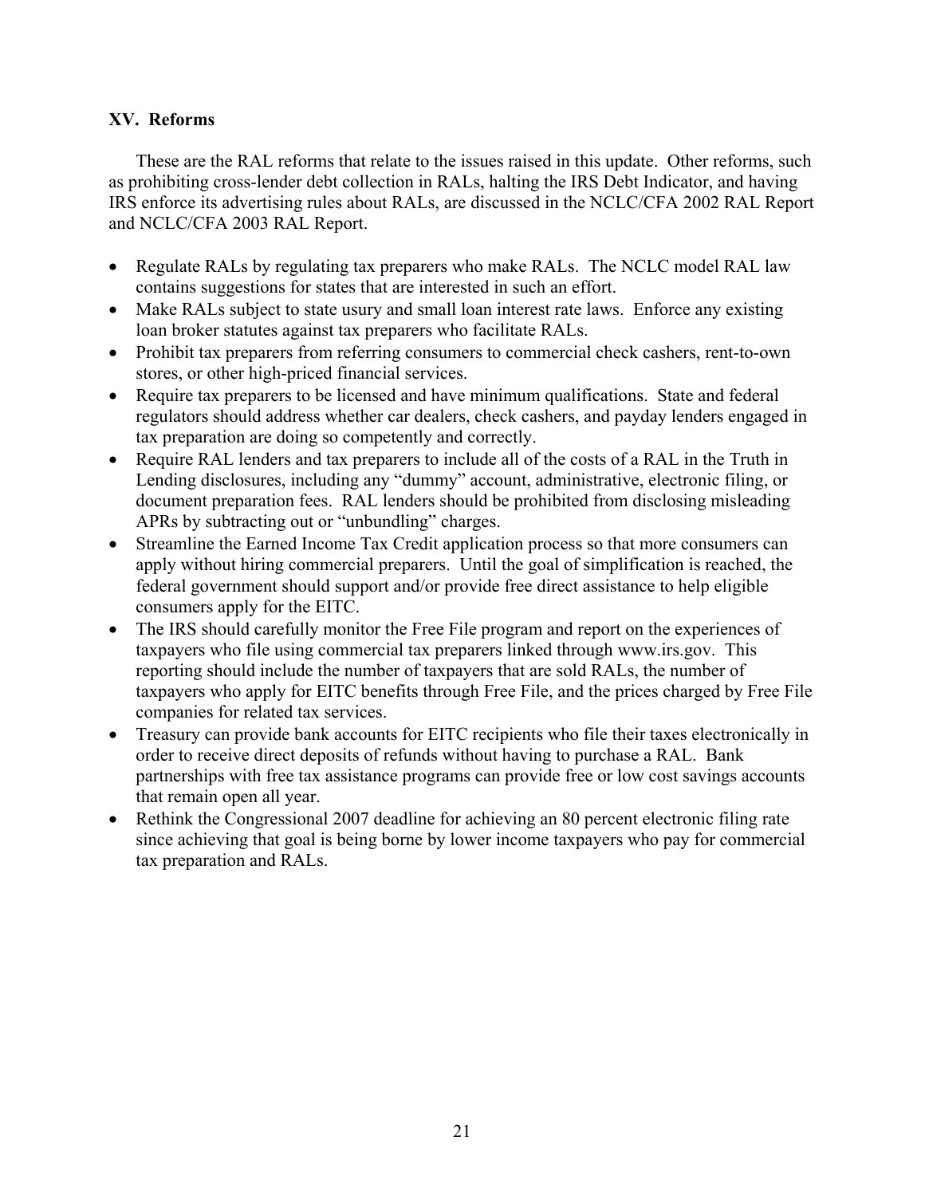## XV. Reforms

These are the RAL reforms that relate to the issues raised in this update. Other reforms, such as prohibiting cross-lender debt collection in RALs, halting the IRS Debt Indicator, and having IRS enforce its advertising rules about RALs, are discussed in the NCLC/CFA 2002 RAL Report and NCLC/CFA 2003 RAL Report.

- Regulate RALs by regulating tax preparers who make RALs. The NCLC model RAL law contains suggestions for states that are interested in such an effort.
- Make RALs subject to state usury and small loan interest rate laws. Enforce any existing loan broker statutes against tax preparers who facilitate RALs.
- Prohibit tax preparers from referring consumers to commercial check cashers, rent-to-own stores, or other high-priced financial services.
- Require tax preparers to be licensed and have minimum qualifications. State and federal regulators should address whether car dealers, check cashers, and payday lenders engaged in tax preparation are doing so competently and correctly.
- Require RAL lenders and tax preparers to include all of the costs of a RAL in the Truth in Lending disclosures, including any "dummy" account, administrative, electronic filing, or document preparation fees. RAL lenders should be prohibited from disclosing misleading APRs by subtracting out or "unbundling" charges.
- Streamline the Earned Income Tax Credit application process so that more consumers can apply without hiring commercial preparers. Until the goal of simplification is reached, the federal government should support and/or provide free direct assistance to help eligible consumers apply for the EITC.
- The IRS should carefully monitor the Free File program and report on the experiences of taxpayers who file using commercial tax preparers linked through www.irs.gov. This reporting should include the number of taxpayers that are sold RALs, the number of taxpayers who apply for EITC benefits through Free File, and the prices charged by Free File companies for related tax services.
- Treasury can provide bank accounts for EITC recipients who file their taxes electronically in order to receive direct deposits of refunds without having to purchase a RAL. Bank partnerships with free tax assistance programs can provide free or low cost savings accounts that remain open all year.
- Rethink the Congressional 2007 deadline for achieving an 80 percent electronic filing rate since achieving that goal is being borne by lower income taxpayers who pay for commercial tax preparation and RALs.